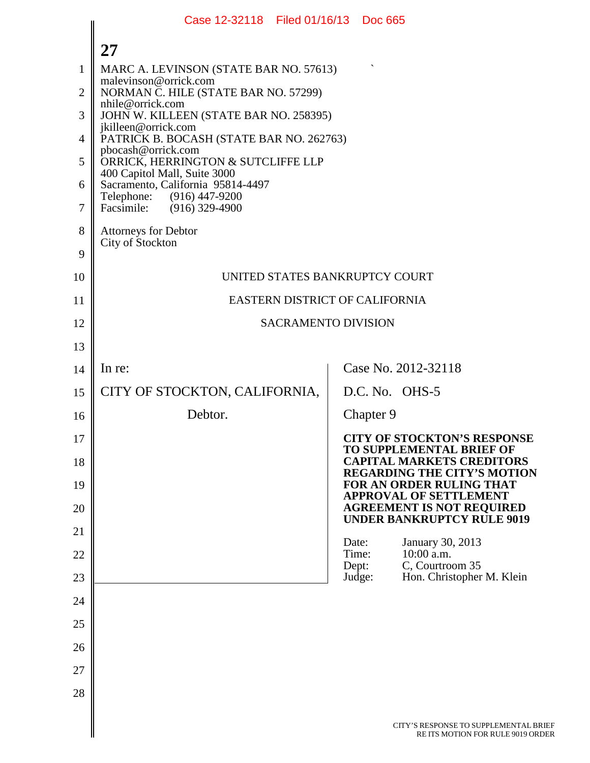MARC A. LEVINSON (STATE BAR NO. 57613)
malevinson@orrick.com
NORMAN C. HILE (STATE BAR NO. 57299)
nhile@orrick.com
JOHN W. KILLEEN (STATE BAR NO. 258395)
jkilleen@orrick.com
PATRICK B. BOCASH (STATE BAR NO. 262763)
pbocash@orrick.com
ORRICK, HERRINGTON & SUTCLIFFE LLP
400 Capitol Mall, Suite 3000
Sacramento, California 95814-4497
Telephone: (916) 447-9200
Facsimile: (916) 329-4900

Attorneys for Debtor
City of Stockton

UNITED STATES BANKRUPTCY COURT

EASTERN DISTRICT OF CALIFORNIA

SACRAMENTO DIVISION

| | |
|---|---|
| In re:<br><br>CITY OF STOCKTON, CALIFORNIA,<br><br>Debtor. | Case No. 2012-32118<br><br>D.C. No. OHS-5<br><br>Chapter 9<br><br>**CITY OF STOCKTON'S RESPONSE TO SUPPLEMENTAL BRIEF OF CAPITAL MARKETS CREDITORS REGARDING THE CITY'S MOTION FOR AN ORDER RULING THAT APPROVAL OF SETTLEMENT AGREEMENT IS NOT REQUIRED UNDER BANKRUPTCY RULE 9019**<br><br>Date: January 30, 2013<br>Time: 10:00 a.m.<br>Dept: C, Courtroom 35<br>Judge: Hon. Christopher M. Klein |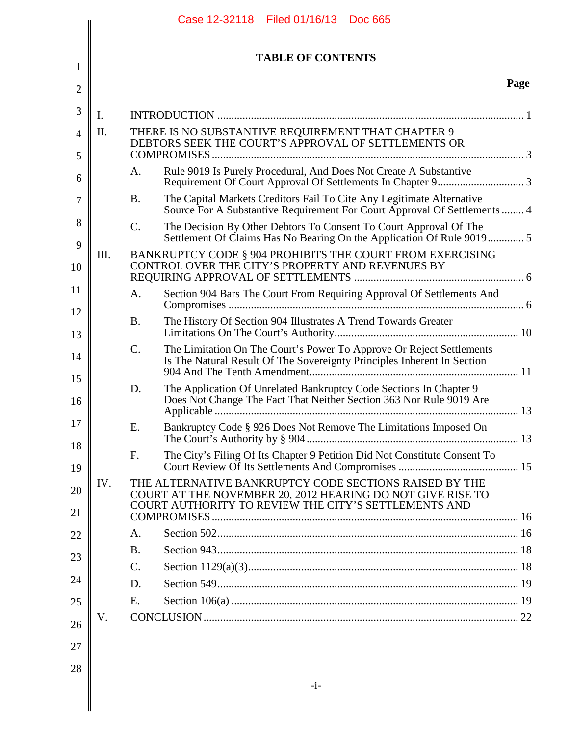# TABLE OF CONTENTS

| | | | Page |
|---|---|---|---|
| I. | INTRODUCTION | | 1 |
| II. | THERE IS NO SUBSTANTIVE REQUIREMENT THAT CHAPTER 9 DEBTORS SEEK THE COURT'S APPROVAL OF SETTLEMENTS OR COMPROMISES | | 3 |
| | A. | Rule 9019 Is Purely Procedural, And Does Not Create A Substantive Requirement Of Court Approval Of Settlements In Chapter 9 | 3 |
| | B. | The Capital Markets Creditors Fail To Cite Any Legitimate Alternative Source For A Substantive Requirement For Court Approval Of Settlements | 4 |
| | C. | The Decision By Other Debtors To Consent To Court Approval Of The Settlement Of Claims Has No Bearing On the Application Of Rule 9019 | 5 |
| III. | BANKRUPTCY CODE § 904 PROHIBITS THE COURT FROM EXERCISING CONTROL OVER THE CITY'S PROPERTY AND REVENUES BY REQUIRING APPROVAL OF SETTLEMENTS | | 6 |
| | A. | Section 904 Bars The Court From Requiring Approval Of Settlements And Compromises | 6 |
| | B. | The History Of Section 904 Illustrates A Trend Towards Greater Limitations On The Court's Authority | 10 |
| | C. | The Limitation On The Court's Power To Approve Or Reject Settlements Is The Natural Result Of The Sovereignty Principles Inherent In Section 904 And The Tenth Amendment | 11 |
| | D. | The Application Of Unrelated Bankruptcy Code Sections In Chapter 9 Does Not Change The Fact That Neither Section 363 Nor Rule 9019 Are Applicable | 13 |
| | E. | Bankruptcy Code § 926 Does Not Remove The Limitations Imposed On The Court's Authority by § 904 | 13 |
| | F. | The City's Filing Of Its Chapter 9 Petition Did Not Constitute Consent To Court Review Of Its Settlements And Compromises | 15 |
| IV. | THE ALTERNATIVE BANKRUPTCY CODE SECTIONS RAISED BY THE COURT AT THE NOVEMBER 20, 2012 HEARING DO NOT GIVE RISE TO COURT AUTHORITY TO REVIEW THE CITY'S SETTLEMENTS AND COMPROMISES | | 16 |
| | A. | Section 502 | 16 |
| | B. | Section 943 | 18 |
| | C. | Section 1129(a)(3) | 18 |
| | D. | Section 549 | 19 |
| | E. | Section 106(a) | 19 |
| V. | CONCLUSION | | 22 |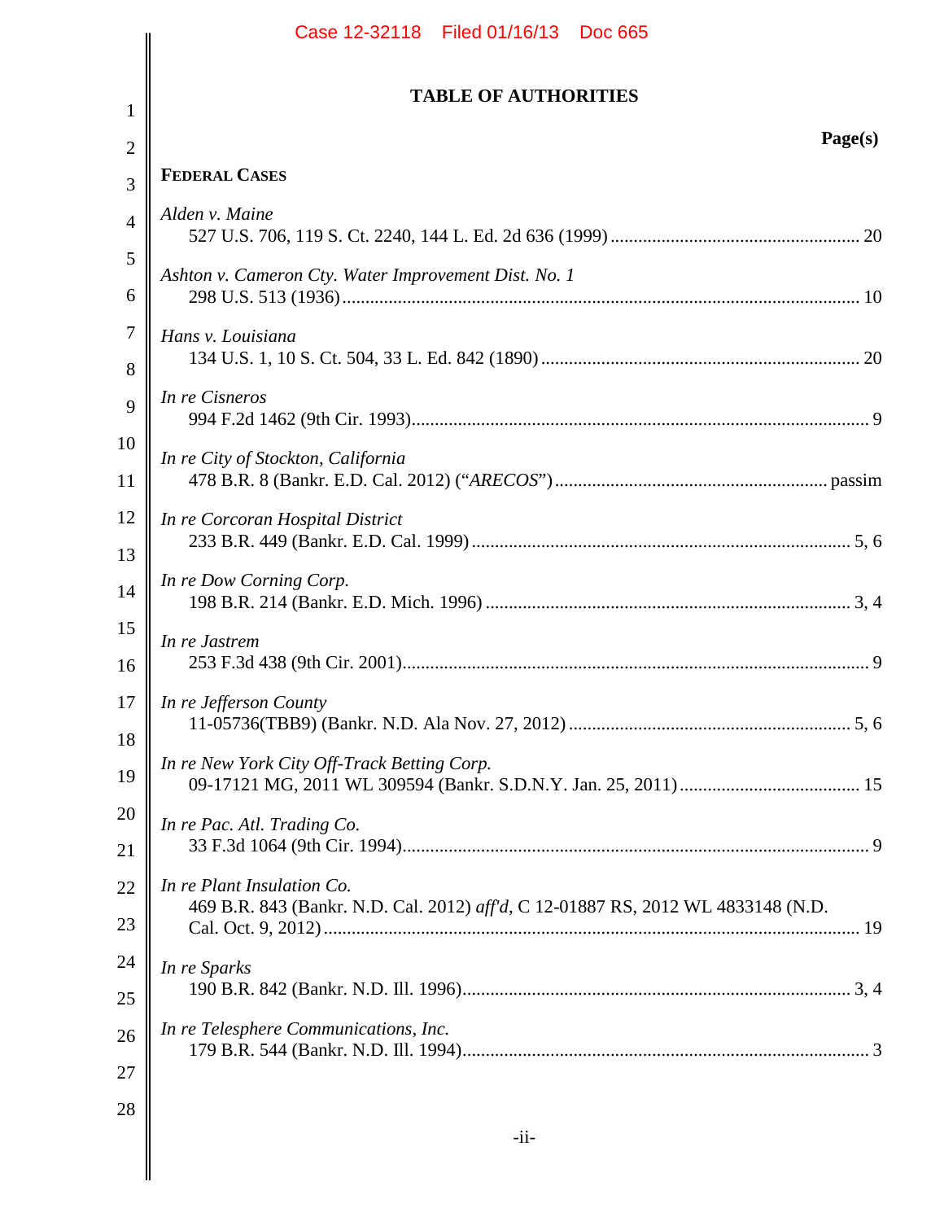## TABLE OF AUTHORITIES

**Page(s)**

**FEDERAL CASES**

*Alden v. Maine*
527 U.S. 706, 119 S. Ct. 2240, 144 L. Ed. 2d 636 (1999) ..... 20

*Ashton v. Cameron Cty. Water Improvement Dist. No. 1*
298 U.S. 513 (1936) ..... 10

*Hans v. Louisiana*
134 U.S. 1, 10 S. Ct. 504, 33 L. Ed. 842 (1890) ..... 20

*In re Cisneros*
994 F.2d 1462 (9th Cir. 1993) ..... 9

*In re City of Stockton, California*
478 B.R. 8 (Bankr. E.D. Cal. 2012) ("*ARECOS*") ..... passim

*In re Corcoran Hospital District*
233 B.R. 449 (Bankr. E.D. Cal. 1999) ..... 5, 6

*In re Dow Corning Corp.*
198 B.R. 214 (Bankr. E.D. Mich. 1996) ..... 3, 4

*In re Jastrem*
253 F.3d 438 (9th Cir. 2001) ..... 9

*In re Jefferson County*
11-05736(TBB9) (Bankr. N.D. Ala Nov. 27, 2012) ..... 5, 6

*In re New York City Off-Track Betting Corp.*
09-17121 MG, 2011 WL 309594 (Bankr. S.D.N.Y. Jan. 25, 2011) ..... 15

*In re Pac. Atl. Trading Co.*
33 F.3d 1064 (9th Cir. 1994) ..... 9

*In re Plant Insulation Co.*
469 B.R. 843 (Bankr. N.D. Cal. 2012) *aff'd*, C 12-01887 RS, 2012 WL 4833148 (N.D. Cal. Oct. 9, 2012) ..... 19

*In re Sparks*
190 B.R. 842 (Bankr. N.D. Ill. 1996) ..... 3, 4

*In re Telesphere Communications, Inc.*
179 B.R. 544 (Bankr. N.D. Ill. 1994) ..... 3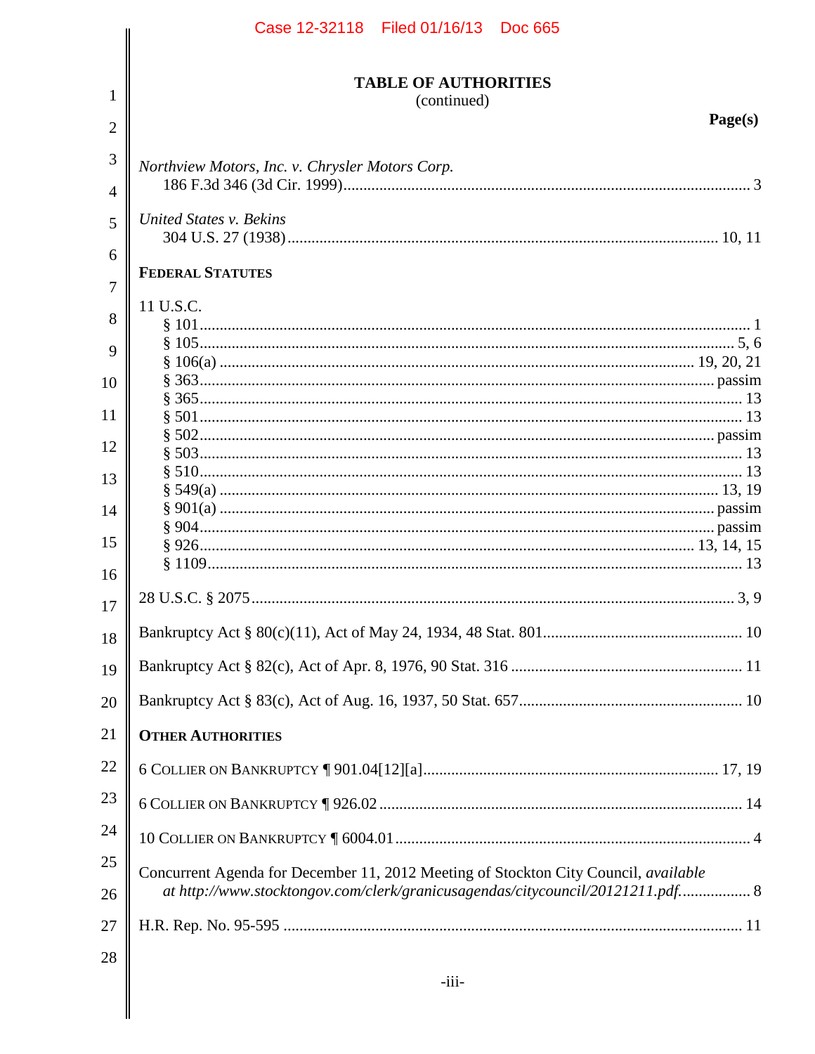**TABLE OF AUTHORITIES**
(continued)

**Page(s)**

*Northview Motors, Inc. v. Chrysler Motors Corp.*
186 F.3d 346 (3d Cir. 1999) .......... 3

*United States v. Bekins*
304 U.S. 27 (1938) .......... 10, 11

**FEDERAL STATUTES**

11 U.S.C.
§ 101 .......... 1
§ 105 .......... 5, 6
§ 106(a) .......... 19, 20, 21
§ 363 .......... passim
§ 365 .......... 13
§ 501 .......... 13
§ 502 .......... passim
§ 503 .......... 13
§ 510 .......... 13
§ 549(a) .......... 13, 19
§ 901(a) .......... passim
§ 904 .......... passim
§ 926 .......... 13, 14, 15
§ 1109 .......... 13

28 U.S.C. § 2075 .......... 3, 9

Bankruptcy Act § 80(c)(11), Act of May 24, 1934, 48 Stat. 801 .......... 10

Bankruptcy Act § 82(c), Act of Apr. 8, 1976, 90 Stat. 316 .......... 11

Bankruptcy Act § 83(c), Act of Aug. 16, 1937, 50 Stat. 657 .......... 10

**OTHER AUTHORITIES**

6 COLLIER ON BANKRUPTCY ¶ 901.04[12][a] .......... 17, 19

6 COLLIER ON BANKRUPTCY ¶ 926.02 .......... 14

10 COLLIER ON BANKRUPTCY ¶ 6004.01 .......... 4

Concurrent Agenda for December 11, 2012 Meeting of Stockton City Council, *available at http://www.stocktongov.com/clerk/granicusagendas/citycouncil/20121211.pdf.* .......... 8

H.R. Rep. No. 95-595 .......... 11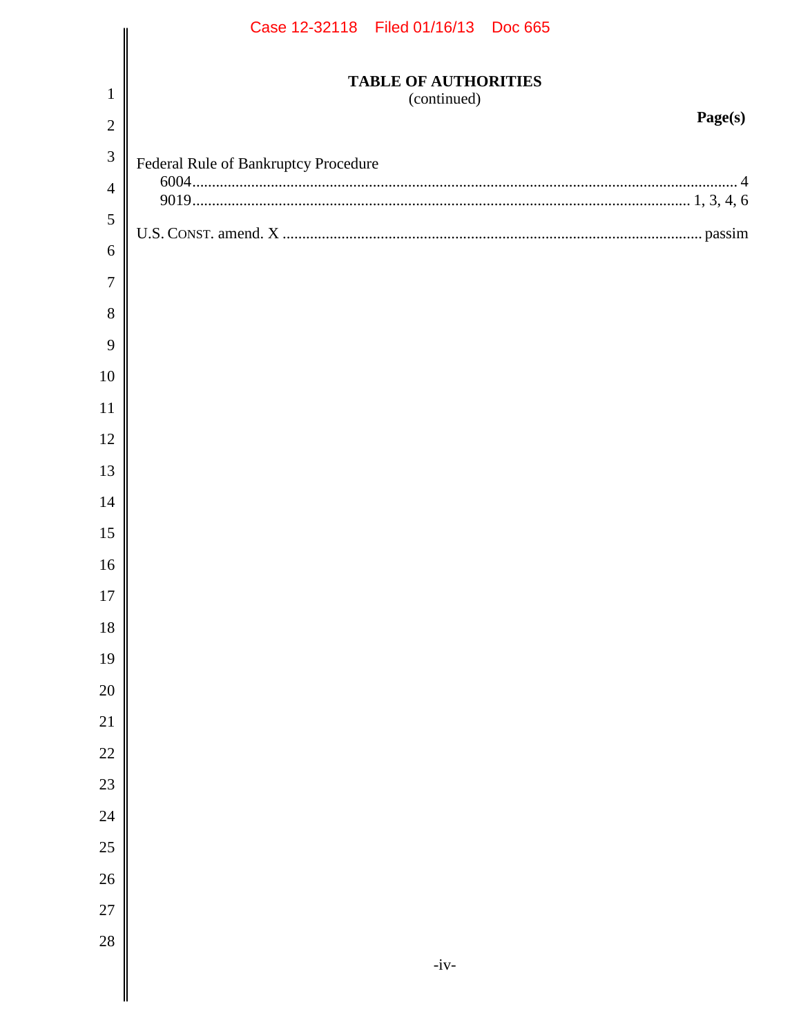**TABLE OF AUTHORITIES**
(continued)

**Page(s)**

Federal Rule of Bankruptcy Procedure
- 6004 .......... 4
- 9019 .......... 1, 3, 4, 6

U.S. CONST. amend. X .......... passim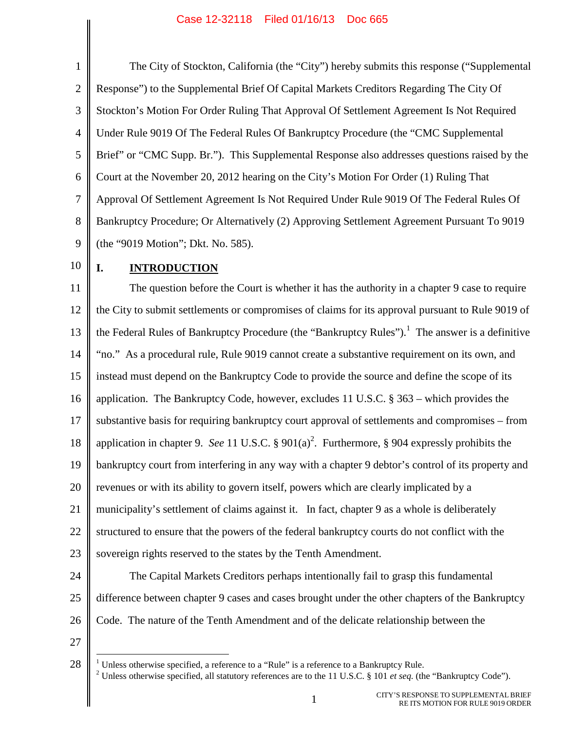The City of Stockton, California (the "City") hereby submits this response ("Supplemental Response") to the Supplemental Brief Of Capital Markets Creditors Regarding The City Of Stockton's Motion For Order Ruling That Approval Of Settlement Agreement Is Not Required Under Rule 9019 Of The Federal Rules Of Bankruptcy Procedure (the "CMC Supplemental Brief" or "CMC Supp. Br."). This Supplemental Response also addresses questions raised by the Court at the November 20, 2012 hearing on the City's Motion For Order (1) Ruling That Approval Of Settlement Agreement Is Not Required Under Rule 9019 Of The Federal Rules Of Bankruptcy Procedure; Or Alternatively (2) Approving Settlement Agreement Pursuant To 9019 (the "9019 Motion"; Dkt. No. 585).

## I. INTRODUCTION

The question before the Court is whether it has the authority in a chapter 9 case to require the City to submit settlements or compromises of claims for its approval pursuant to Rule 9019 of the Federal Rules of Bankruptcy Procedure (the "Bankruptcy Rules").[1] The answer is a definitive "no." As a procedural rule, Rule 9019 cannot create a substantive requirement on its own, and instead must depend on the Bankruptcy Code to provide the source and define the scope of its application. The Bankruptcy Code, however, excludes 11 U.S.C. § 363 – which provides the substantive basis for requiring bankruptcy court approval of settlements and compromises – from application in chapter 9. *See* 11 U.S.C. § 901(a)[2]. Furthermore, § 904 expressly prohibits the bankruptcy court from interfering in any way with a chapter 9 debtor's control of its property and revenues or with its ability to govern itself, powers which are clearly implicated by a municipality's settlement of claims against it. In fact, chapter 9 as a whole is deliberately structured to ensure that the powers of the federal bankruptcy courts do not conflict with the sovereign rights reserved to the states by the Tenth Amendment.

The Capital Markets Creditors perhaps intentionally fail to grasp this fundamental difference between chapter 9 cases and cases brought under the other chapters of the Bankruptcy Code. The nature of the Tenth Amendment and of the delicate relationship between the

---

[1] Unless otherwise specified, a reference to a "Rule" is a reference to a Bankruptcy Rule.

[2] Unless otherwise specified, all statutory references are to the 11 U.S.C. § 101 *et seq.* (the "Bankruptcy Code").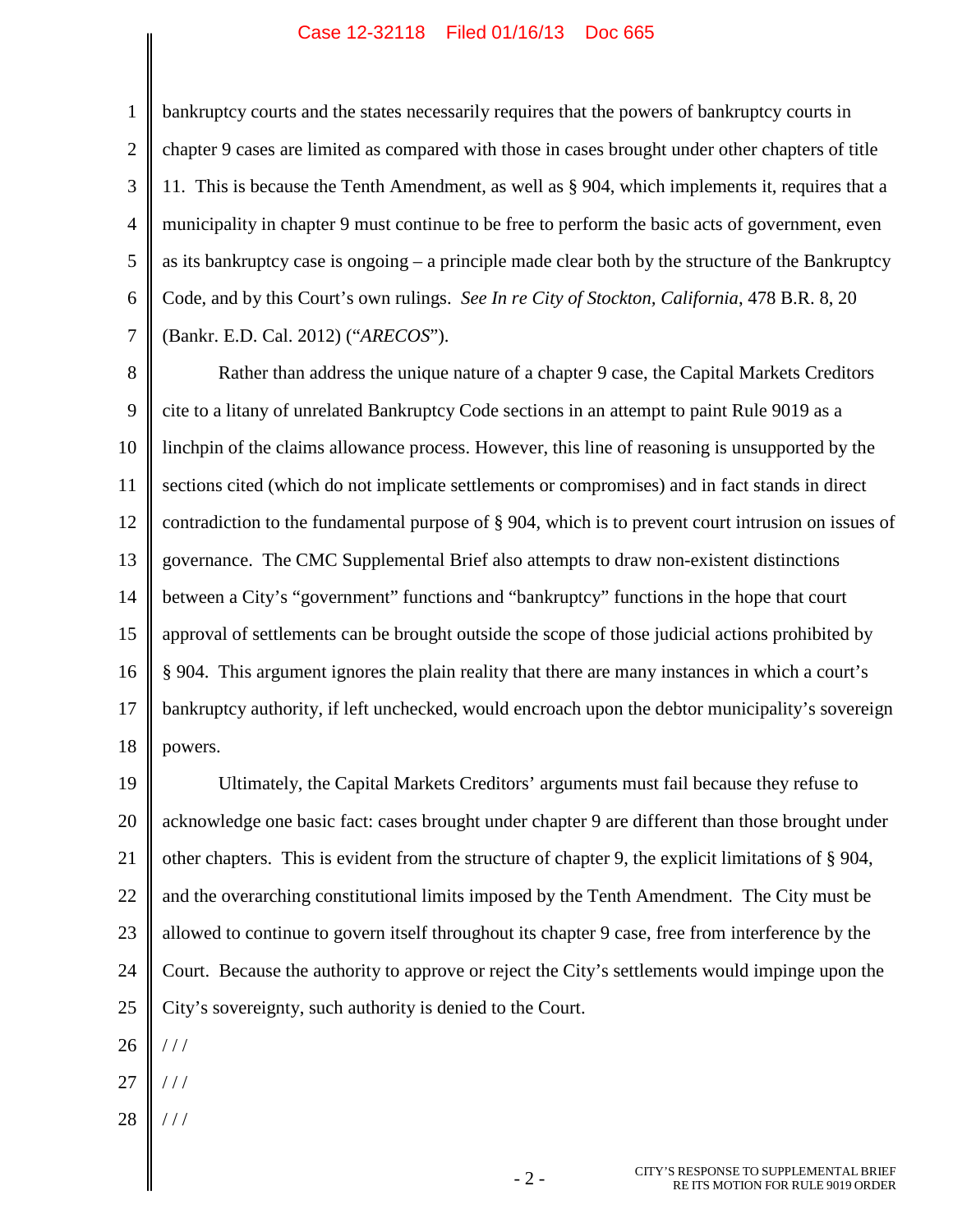bankruptcy courts and the states necessarily requires that the powers of bankruptcy courts in chapter 9 cases are limited as compared with those in cases brought under other chapters of title 11. This is because the Tenth Amendment, as well as § 904, which implements it, requires that a municipality in chapter 9 must continue to be free to perform the basic acts of government, even as its bankruptcy case is ongoing – a principle made clear both by the structure of the Bankruptcy Code, and by this Court's own rulings. *See In re City of Stockton, California*, 478 B.R. 8, 20 (Bankr. E.D. Cal. 2012) ("*ARECOS*").

Rather than address the unique nature of a chapter 9 case, the Capital Markets Creditors cite to a litany of unrelated Bankruptcy Code sections in an attempt to paint Rule 9019 as a linchpin of the claims allowance process. However, this line of reasoning is unsupported by the sections cited (which do not implicate settlements or compromises) and in fact stands in direct contradiction to the fundamental purpose of § 904, which is to prevent court intrusion on issues of governance. The CMC Supplemental Brief also attempts to draw non-existent distinctions between a City's "government" functions and "bankruptcy" functions in the hope that court approval of settlements can be brought outside the scope of those judicial actions prohibited by § 904. This argument ignores the plain reality that there are many instances in which a court's bankruptcy authority, if left unchecked, would encroach upon the debtor municipality's sovereign powers.

Ultimately, the Capital Markets Creditors' arguments must fail because they refuse to acknowledge one basic fact: cases brought under chapter 9 are different than those brought under other chapters. This is evident from the structure of chapter 9, the explicit limitations of § 904, and the overarching constitutional limits imposed by the Tenth Amendment. The City must be allowed to continue to govern itself throughout its chapter 9 case, free from interference by the Court. Because the authority to approve or reject the City's settlements would impinge upon the City's sovereignty, such authority is denied to the Court.

/ / /

/ / /

/ / /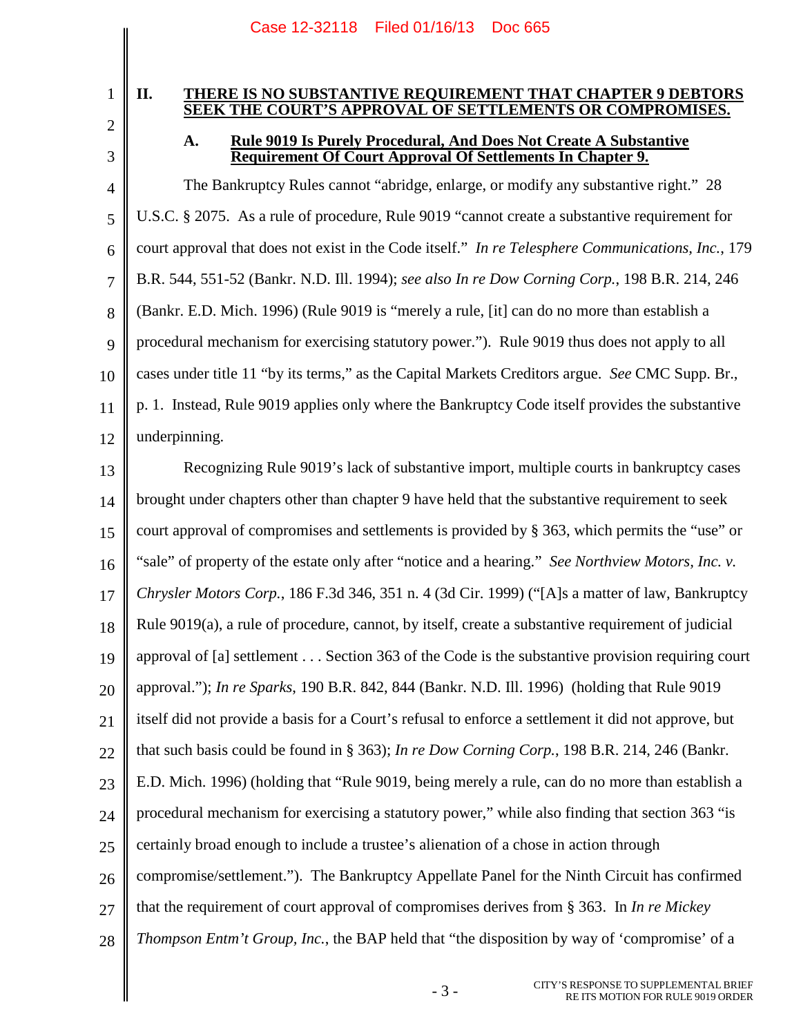## II. THERE IS NO SUBSTANTIVE REQUIREMENT THAT CHAPTER 9 DEBTORS SEEK THE COURT'S APPROVAL OF SETTLEMENTS OR COMPROMISES.

### A. Rule 9019 Is Purely Procedural, And Does Not Create A Substantive Requirement Of Court Approval Of Settlements In Chapter 9.

The Bankruptcy Rules cannot "abridge, enlarge, or modify any substantive right." 28 U.S.C. § 2075. As a rule of procedure, Rule 9019 "cannot create a substantive requirement for court approval that does not exist in the Code itself." *In re Telesphere Communications, Inc.*, 179 B.R. 544, 551-52 (Bankr. N.D. Ill. 1994); *see also In re Dow Corning Corp.*, 198 B.R. 214, 246 (Bankr. E.D. Mich. 1996) (Rule 9019 is "merely a rule, [it] can do no more than establish a procedural mechanism for exercising statutory power."). Rule 9019 thus does not apply to all cases under title 11 "by its terms," as the Capital Markets Creditors argue. *See* CMC Supp. Br., p. 1. Instead, Rule 9019 applies only where the Bankruptcy Code itself provides the substantive underpinning.

Recognizing Rule 9019's lack of substantive import, multiple courts in bankruptcy cases brought under chapters other than chapter 9 have held that the substantive requirement to seek court approval of compromises and settlements is provided by § 363, which permits the "use" or "sale" of property of the estate only after "notice and a hearing." *See Northview Motors, Inc. v. Chrysler Motors Corp.*, 186 F.3d 346, 351 n. 4 (3d Cir. 1999) ("[A]s a matter of law, Bankruptcy Rule 9019(a), a rule of procedure, cannot, by itself, create a substantive requirement of judicial approval of [a] settlement . . . Section 363 of the Code is the substantive provision requiring court approval."); *In re Sparks*, 190 B.R. 842, 844 (Bankr. N.D. Ill. 1996) (holding that Rule 9019 itself did not provide a basis for a Court's refusal to enforce a settlement it did not approve, but that such basis could be found in § 363); *In re Dow Corning Corp.*, 198 B.R. 214, 246 (Bankr. E.D. Mich. 1996) (holding that "Rule 9019, being merely a rule, can do no more than establish a procedural mechanism for exercising a statutory power," while also finding that section 363 "is certainly broad enough to include a trustee's alienation of a chose in action through compromise/settlement."). The Bankruptcy Appellate Panel for the Ninth Circuit has confirmed that the requirement of court approval of compromises derives from § 363. In *In re Mickey Thompson Entm't Group, Inc.*, the BAP held that "the disposition by way of 'compromise' of a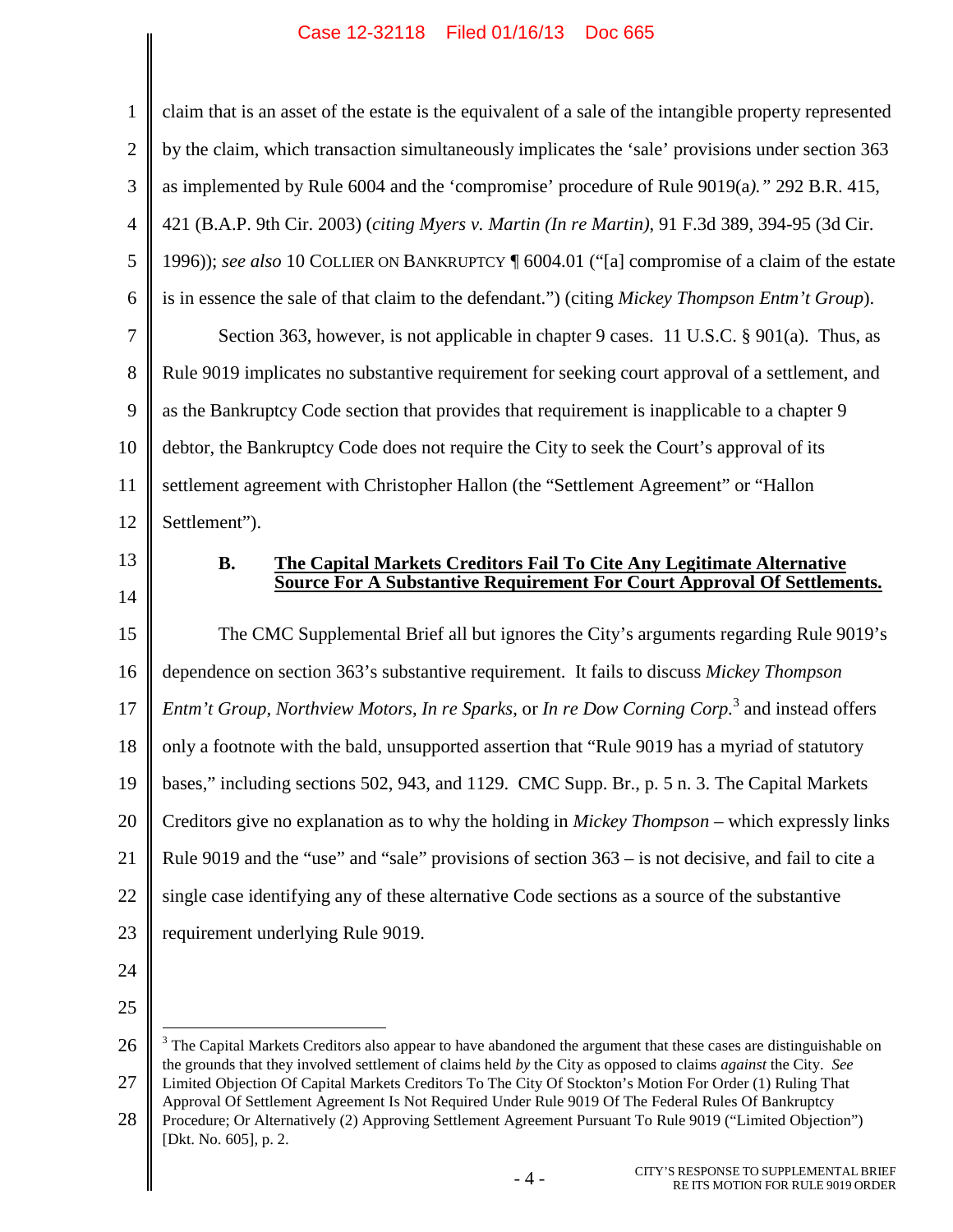claim that is an asset of the estate is the equivalent of a sale of the intangible property represented by the claim, which transaction simultaneously implicates the 'sale' provisions under section 363 as implemented by Rule 6004 and the 'compromise' procedure of Rule 9019(a*)."* 292 B.R. 415, 421 (B.A.P. 9th Cir. 2003) (*citing Myers v. Martin (In re Martin)*, 91 F.3d 389, 394-95 (3d Cir. 1996)); *see also* 10 COLLIER ON BANKRUPTCY ¶ 6004.01 ("[a] compromise of a claim of the estate is in essence the sale of that claim to the defendant.") (citing *Mickey Thompson Entm't Group*).

Section 363, however, is not applicable in chapter 9 cases. 11 U.S.C. § 901(a). Thus, as Rule 9019 implicates no substantive requirement for seeking court approval of a settlement, and as the Bankruptcy Code section that provides that requirement is inapplicable to a chapter 9 debtor, the Bankruptcy Code does not require the City to seek the Court's approval of its settlement agreement with Christopher Hallon (the "Settlement Agreement" or "Hallon Settlement").

### B. The Capital Markets Creditors Fail To Cite Any Legitimate Alternative Source For A Substantive Requirement For Court Approval Of Settlements.

The CMC Supplemental Brief all but ignores the City's arguments regarding Rule 9019's dependence on section 363's substantive requirement. It fails to discuss *Mickey Thompson Entm't Group*, *Northview Motors*, *In re Sparks*, or *In re Dow Corning Corp.*[3] and instead offers only a footnote with the bald, unsupported assertion that "Rule 9019 has a myriad of statutory bases," including sections 502, 943, and 1129. CMC Supp. Br., p. 5 n. 3. The Capital Markets Creditors give no explanation as to why the holding in *Mickey Thompson* – which expressly links Rule 9019 and the "use" and "sale" provisions of section 363 – is not decisive, and fail to cite a single case identifying any of these alternative Code sections as a source of the substantive requirement underlying Rule 9019.

---

[3] The Capital Markets Creditors also appear to have abandoned the argument that these cases are distinguishable on the grounds that they involved settlement of claims held *by* the City as opposed to claims *against* the City. *See* Limited Objection Of Capital Markets Creditors To The City Of Stockton's Motion For Order (1) Ruling That Approval Of Settlement Agreement Is Not Required Under Rule 9019 Of The Federal Rules Of Bankruptcy Procedure; Or Alternatively (2) Approving Settlement Agreement Pursuant To Rule 9019 ("Limited Objection") [Dkt. No. 605], p. 2.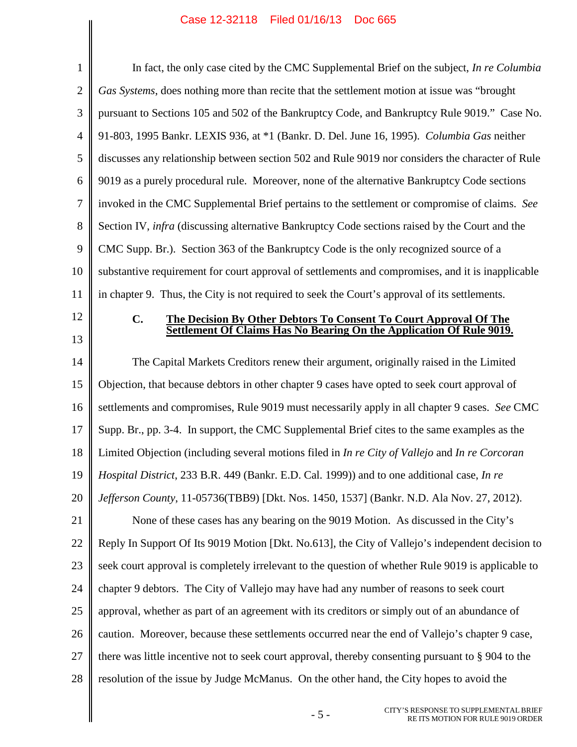In fact, the only case cited by the CMC Supplemental Brief on the subject, *In re Columbia Gas Systems*, does nothing more than recite that the settlement motion at issue was "brought pursuant to Sections 105 and 502 of the Bankruptcy Code, and Bankruptcy Rule 9019." Case No. 91-803, 1995 Bankr. LEXIS 936, at *1 (Bankr. D. Del. June 16, 1995). *Columbia Gas* neither discusses any relationship between section 502 and Rule 9019 nor considers the character of Rule 9019 as a purely procedural rule. Moreover, none of the alternative Bankruptcy Code sections invoked in the CMC Supplemental Brief pertains to the settlement or compromise of claims. *See* Section IV, *infra* (discussing alternative Bankruptcy Code sections raised by the Court and the CMC Supp. Br.). Section 363 of the Bankruptcy Code is the only recognized source of a substantive requirement for court approval of settlements and compromises, and it is inapplicable in chapter 9. Thus, the City is not required to seek the Court's approval of its settlements.

### C. <u>The Decision By Other Debtors To Consent To Court Approval Of The Settlement Of Claims Has No Bearing On the Application Of Rule 9019.</u>

The Capital Markets Creditors renew their argument, originally raised in the Limited Objection, that because debtors in other chapter 9 cases have opted to seek court approval of settlements and compromises, Rule 9019 must necessarily apply in all chapter 9 cases. *See* CMC Supp. Br., pp. 3-4. In support, the CMC Supplemental Brief cites to the same examples as the Limited Objection (including several motions filed in *In re City of Vallejo* and *In re Corcoran Hospital District*, 233 B.R. 449 (Bankr. E.D. Cal. 1999)) and to one additional case, *In re Jefferson County*, 11-05736(TBB9) [Dkt. Nos. 1450, 1537] (Bankr. N.D. Ala Nov. 27, 2012).

None of these cases has any bearing on the 9019 Motion. As discussed in the City's Reply In Support Of Its 9019 Motion [Dkt. No.613], the City of Vallejo's independent decision to seek court approval is completely irrelevant to the question of whether Rule 9019 is applicable to chapter 9 debtors. The City of Vallejo may have had any number of reasons to seek court approval, whether as part of an agreement with its creditors or simply out of an abundance of caution. Moreover, because these settlements occurred near the end of Vallejo's chapter 9 case, there was little incentive not to seek court approval, thereby consenting pursuant to § 904 to the resolution of the issue by Judge McManus. On the other hand, the City hopes to avoid the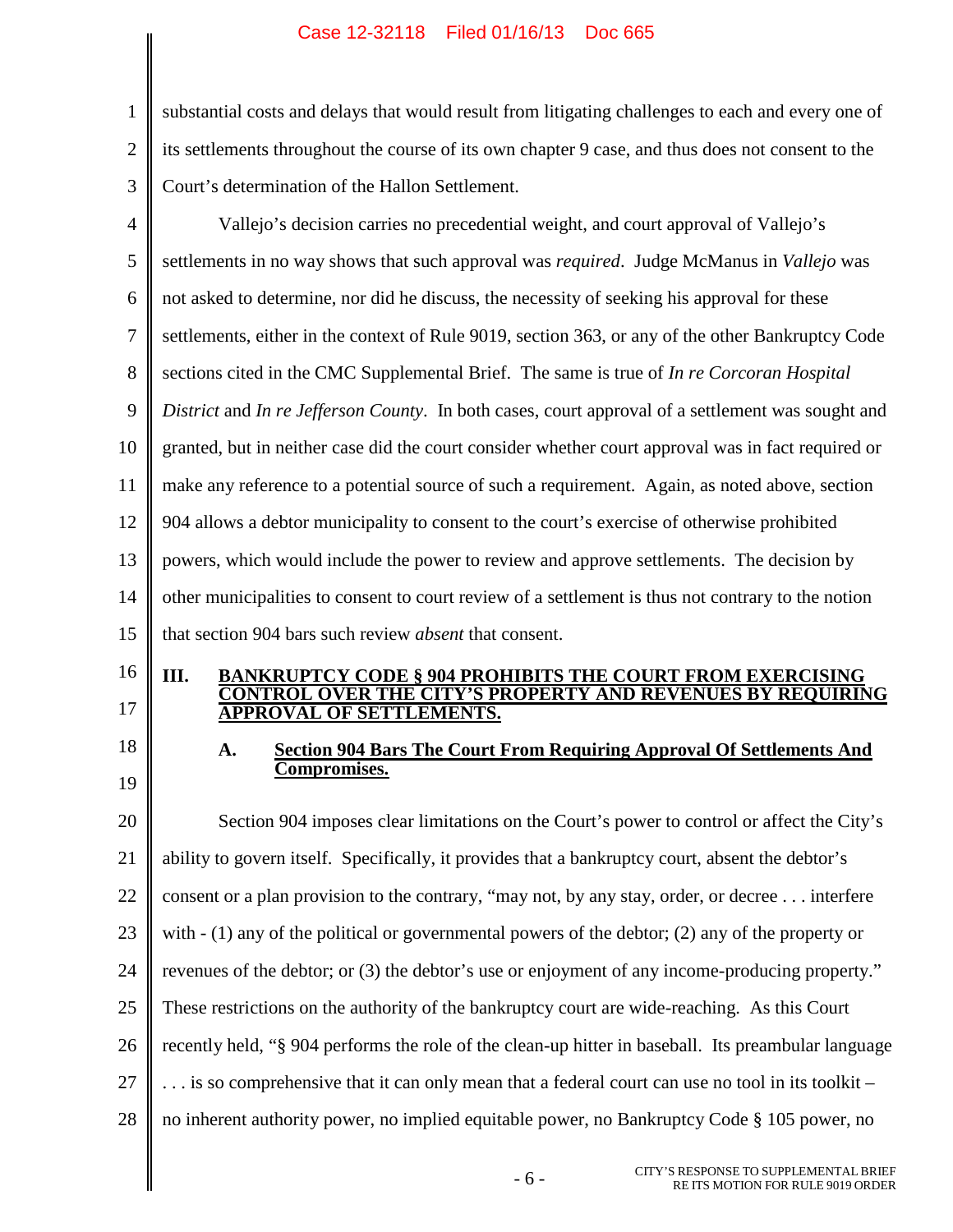substantial costs and delays that would result from litigating challenges to each and every one of its settlements throughout the course of its own chapter 9 case, and thus does not consent to the Court's determination of the Hallon Settlement.

Vallejo's decision carries no precedential weight, and court approval of Vallejo's settlements in no way shows that such approval was *required*. Judge McManus in *Vallejo* was not asked to determine, nor did he discuss, the necessity of seeking his approval for these settlements, either in the context of Rule 9019, section 363, or any of the other Bankruptcy Code sections cited in the CMC Supplemental Brief. The same is true of *In re Corcoran Hospital District* and *In re Jefferson County*. In both cases, court approval of a settlement was sought and granted, but in neither case did the court consider whether court approval was in fact required or make any reference to a potential source of such a requirement. Again, as noted above, section 904 allows a debtor municipality to consent to the court's exercise of otherwise prohibited powers, which would include the power to review and approve settlements. The decision by other municipalities to consent to court review of a settlement is thus not contrary to the notion that section 904 bars such review *absent* that consent.

## III. BANKRUPTCY CODE § 904 PROHIBITS THE COURT FROM EXERCISING CONTROL OVER THE CITY'S PROPERTY AND REVENUES BY REQUIRING APPROVAL OF SETTLEMENTS.

### A. Section 904 Bars The Court From Requiring Approval Of Settlements And Compromises.

Section 904 imposes clear limitations on the Court's power to control or affect the City's ability to govern itself. Specifically, it provides that a bankruptcy court, absent the debtor's consent or a plan provision to the contrary, "may not, by any stay, order, or decree . . . interfere with - (1) any of the political or governmental powers of the debtor; (2) any of the property or revenues of the debtor; or (3) the debtor's use or enjoyment of any income-producing property." These restrictions on the authority of the bankruptcy court are wide-reaching. As this Court recently held, "§ 904 performs the role of the clean-up hitter in baseball. Its preambular language . . . is so comprehensive that it can only mean that a federal court can use no tool in its toolkit – no inherent authority power, no implied equitable power, no Bankruptcy Code § 105 power, no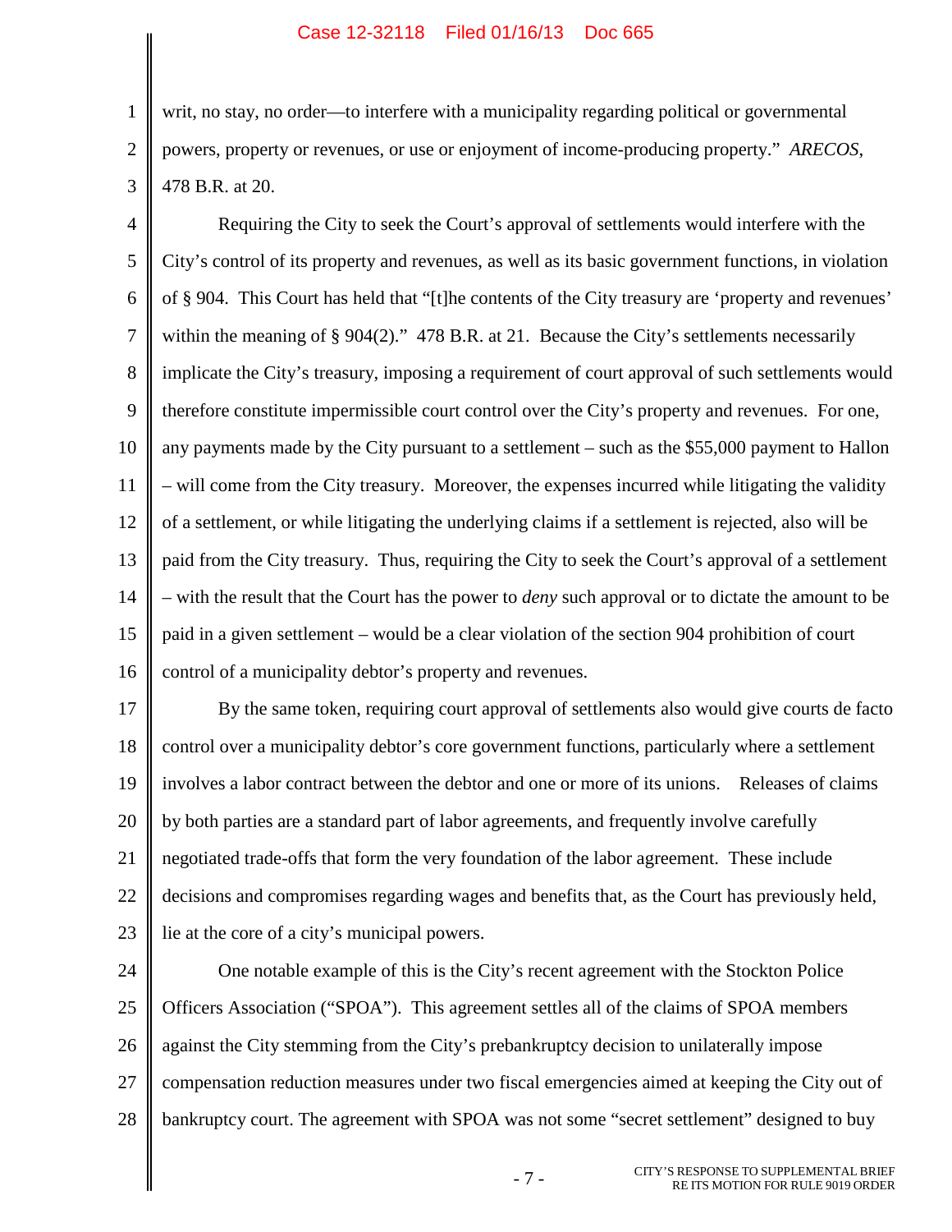writ, no stay, no order—to interfere with a municipality regarding political or governmental powers, property or revenues, or use or enjoyment of income-producing property." *ARECOS*, 478 B.R. at 20.

Requiring the City to seek the Court's approval of settlements would interfere with the City's control of its property and revenues, as well as its basic government functions, in violation of § 904. This Court has held that "[t]he contents of the City treasury are 'property and revenues' within the meaning of § 904(2)." 478 B.R. at 21. Because the City's settlements necessarily implicate the City's treasury, imposing a requirement of court approval of such settlements would therefore constitute impermissible court control over the City's property and revenues. For one, any payments made by the City pursuant to a settlement – such as the $55,000 payment to Hallon – will come from the City treasury. Moreover, the expenses incurred while litigating the validity of a settlement, or while litigating the underlying claims if a settlement is rejected, also will be paid from the City treasury. Thus, requiring the City to seek the Court's approval of a settlement – with the result that the Court has the power to *deny* such approval or to dictate the amount to be paid in a given settlement – would be a clear violation of the section 904 prohibition of court control of a municipality debtor's property and revenues.

By the same token, requiring court approval of settlements also would give courts de facto control over a municipality debtor's core government functions, particularly where a settlement involves a labor contract between the debtor and one or more of its unions. Releases of claims by both parties are a standard part of labor agreements, and frequently involve carefully negotiated trade-offs that form the very foundation of the labor agreement. These include decisions and compromises regarding wages and benefits that, as the Court has previously held, lie at the core of a city's municipal powers.

One notable example of this is the City's recent agreement with the Stockton Police Officers Association ("SPOA"). This agreement settles all of the claims of SPOA members against the City stemming from the City's prebankruptcy decision to unilaterally impose compensation reduction measures under two fiscal emergencies aimed at keeping the City out of bankruptcy court. The agreement with SPOA was not some "secret settlement" designed to buy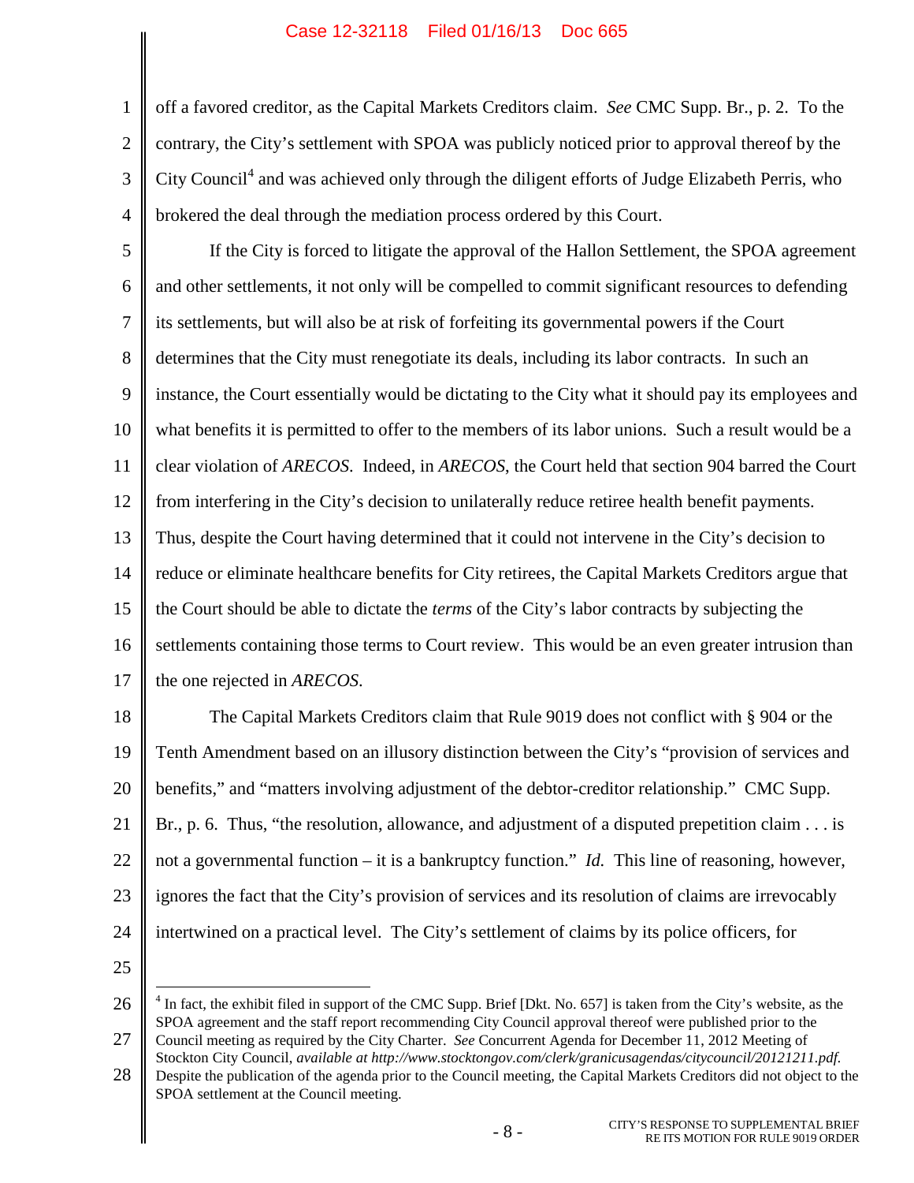off a favored creditor, as the Capital Markets Creditors claim. *See* CMC Supp. Br., p. 2. To the contrary, the City's settlement with SPOA was publicly noticed prior to approval thereof by the City Council[4] and was achieved only through the diligent efforts of Judge Elizabeth Perris, who brokered the deal through the mediation process ordered by this Court.

If the City is forced to litigate the approval of the Hallon Settlement, the SPOA agreement and other settlements, it not only will be compelled to commit significant resources to defending its settlements, but will also be at risk of forfeiting its governmental powers if the Court determines that the City must renegotiate its deals, including its labor contracts. In such an instance, the Court essentially would be dictating to the City what it should pay its employees and what benefits it is permitted to offer to the members of its labor unions. Such a result would be a clear violation of *ARECOS*. Indeed, in *ARECOS*, the Court held that section 904 barred the Court from interfering in the City's decision to unilaterally reduce retiree health benefit payments. Thus, despite the Court having determined that it could not intervene in the City's decision to reduce or eliminate healthcare benefits for City retirees, the Capital Markets Creditors argue that the Court should be able to dictate the *terms* of the City's labor contracts by subjecting the settlements containing those terms to Court review. This would be an even greater intrusion than the one rejected in *ARECOS*.

The Capital Markets Creditors claim that Rule 9019 does not conflict with § 904 or the Tenth Amendment based on an illusory distinction between the City's "provision of services and benefits," and "matters involving adjustment of the debtor-creditor relationship." CMC Supp. Br., p. 6. Thus, "the resolution, allowance, and adjustment of a disputed prepetition claim . . . is not a governmental function – it is a bankruptcy function." *Id.* This line of reasoning, however, ignores the fact that the City's provision of services and its resolution of claims are irrevocably intertwined on a practical level. The City's settlement of claims by its police officers, for

---

[4] In fact, the exhibit filed in support of the CMC Supp. Brief [Dkt. No. 657] is taken from the City's website, as the SPOA agreement and the staff report recommending City Council approval thereof were published prior to the Council meeting as required by the City Charter. *See* Concurrent Agenda for December 11, 2012 Meeting of Stockton City Council, *available at http://www.stocktongov.com/clerk/granicusagendas/citycouncil/20121211.pdf.* Despite the publication of the agenda prior to the Council meeting, the Capital Markets Creditors did not object to the SPOA settlement at the Council meeting.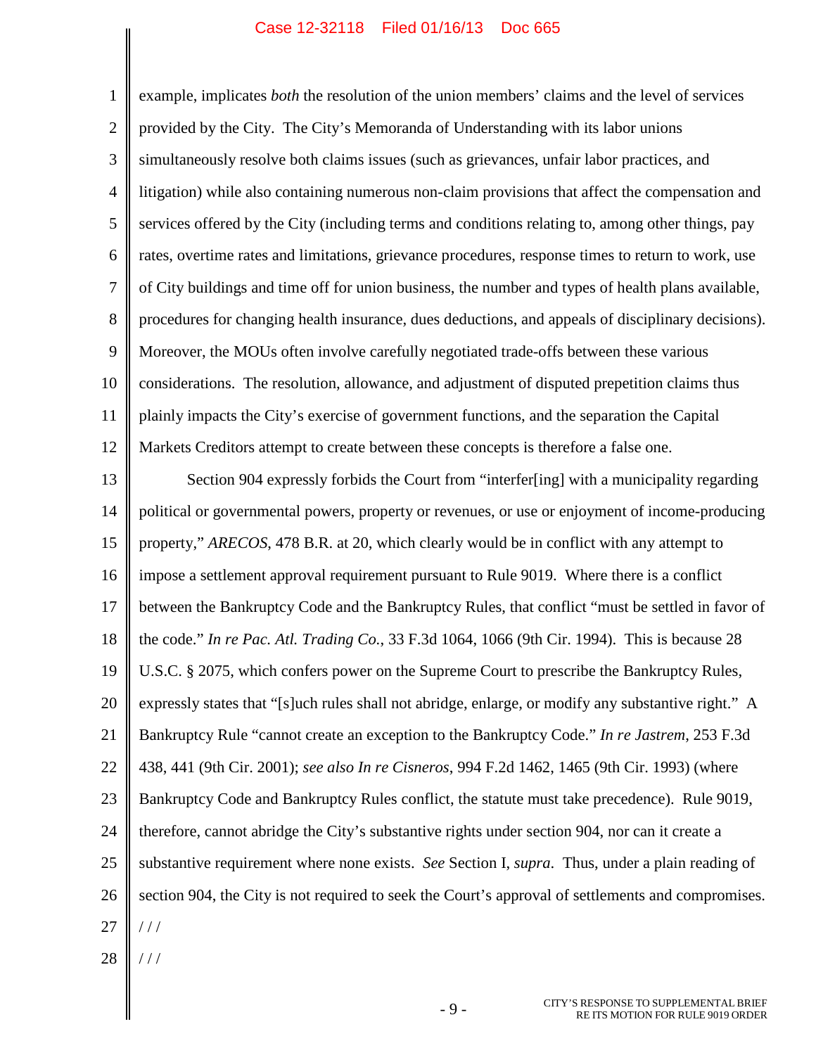example, implicates *both* the resolution of the union members' claims and the level of services provided by the City. The City's Memoranda of Understanding with its labor unions simultaneously resolve both claims issues (such as grievances, unfair labor practices, and litigation) while also containing numerous non-claim provisions that affect the compensation and services offered by the City (including terms and conditions relating to, among other things, pay rates, overtime rates and limitations, grievance procedures, response times to return to work, use of City buildings and time off for union business, the number and types of health plans available, procedures for changing health insurance, dues deductions, and appeals of disciplinary decisions). Moreover, the MOUs often involve carefully negotiated trade-offs between these various considerations. The resolution, allowance, and adjustment of disputed prepetition claims thus plainly impacts the City's exercise of government functions, and the separation the Capital Markets Creditors attempt to create between these concepts is therefore a false one.

Section 904 expressly forbids the Court from "interfer[ing] with a municipality regarding political or governmental powers, property or revenues, or use or enjoyment of income-producing property," *ARECOS*, 478 B.R. at 20, which clearly would be in conflict with any attempt to impose a settlement approval requirement pursuant to Rule 9019. Where there is a conflict between the Bankruptcy Code and the Bankruptcy Rules, that conflict "must be settled in favor of the code." *In re Pac. Atl. Trading Co.*, 33 F.3d 1064, 1066 (9th Cir. 1994). This is because 28 U.S.C. § 2075, which confers power on the Supreme Court to prescribe the Bankruptcy Rules, expressly states that "[s]uch rules shall not abridge, enlarge, or modify any substantive right." A Bankruptcy Rule "cannot create an exception to the Bankruptcy Code." *In re Jastrem*, 253 F.3d 438, 441 (9th Cir. 2001); *see also In re Cisneros*, 994 F.2d 1462, 1465 (9th Cir. 1993) (where Bankruptcy Code and Bankruptcy Rules conflict, the statute must take precedence). Rule 9019, therefore, cannot abridge the City's substantive rights under section 904, nor can it create a substantive requirement where none exists. *See* Section I, *supra*. Thus, under a plain reading of section 904, the City is not required to seek the Court's approval of settlements and compromises.

/ / /

/ / /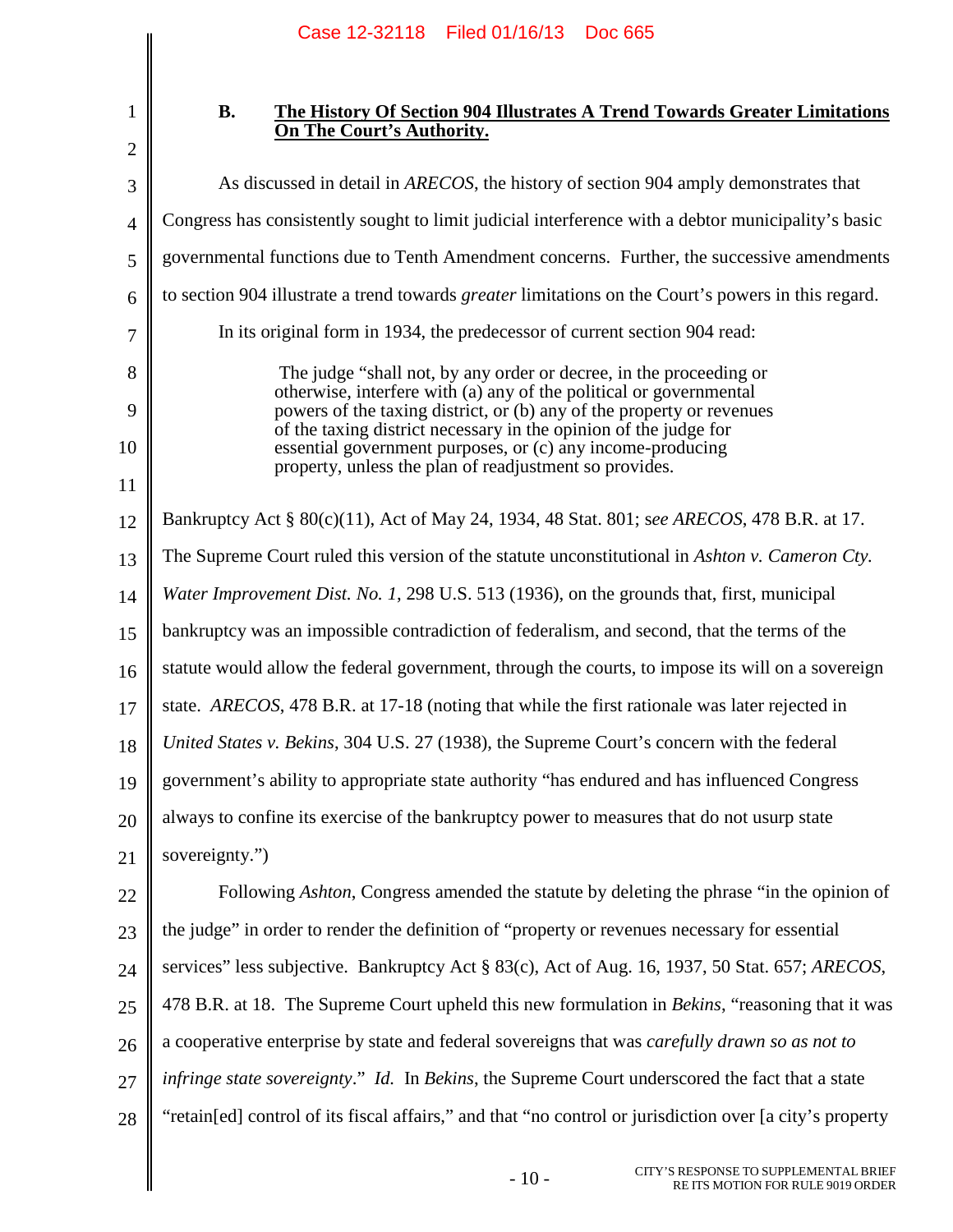### B. **The History Of Section 904 Illustrates A Trend Towards Greater Limitations On The Court's Authority.**

As discussed in detail in *ARECOS*, the history of section 904 amply demonstrates that Congress has consistently sought to limit judicial interference with a debtor municipality's basic governmental functions due to Tenth Amendment concerns. Further, the successive amendments to section 904 illustrate a trend towards *greater* limitations on the Court's powers in this regard.

In its original form in 1934, the predecessor of current section 904 read:

> The judge "shall not, by any order or decree, in the proceeding or otherwise, interfere with (a) any of the political or governmental powers of the taxing district, or (b) any of the property or revenues of the taxing district necessary in the opinion of the judge for essential government purposes, or (c) any income-producing property, unless the plan of readjustment so provides.

Bankruptcy Act § 80(c)(11), Act of May 24, 1934, 48 Stat. 801; s*ee ARECOS*, 478 B.R. at 17. The Supreme Court ruled this version of the statute unconstitutional in *Ashton v. Cameron Cty. Water Improvement Dist. No. 1*, 298 U.S. 513 (1936), on the grounds that, first, municipal bankruptcy was an impossible contradiction of federalism, and second, that the terms of the statute would allow the federal government, through the courts, to impose its will on a sovereign state. *ARECOS*, 478 B.R. at 17-18 (noting that while the first rationale was later rejected in *United States v. Bekins*, 304 U.S. 27 (1938), the Supreme Court's concern with the federal government's ability to appropriate state authority "has endured and has influenced Congress always to confine its exercise of the bankruptcy power to measures that do not usurp state sovereignty.")

Following *Ashton*, Congress amended the statute by deleting the phrase "in the opinion of the judge" in order to render the definition of "property or revenues necessary for essential services" less subjective. Bankruptcy Act § 83(c), Act of Aug. 16, 1937, 50 Stat. 657; *ARECOS*, 478 B.R. at 18. The Supreme Court upheld this new formulation in *Bekins*, "reasoning that it was a cooperative enterprise by state and federal sovereigns that was *carefully drawn so as not to infringe state sovereignty*." *Id.* In *Bekins*, the Supreme Court underscored the fact that a state "retain[ed] control of its fiscal affairs," and that "no control or jurisdiction over [a city's property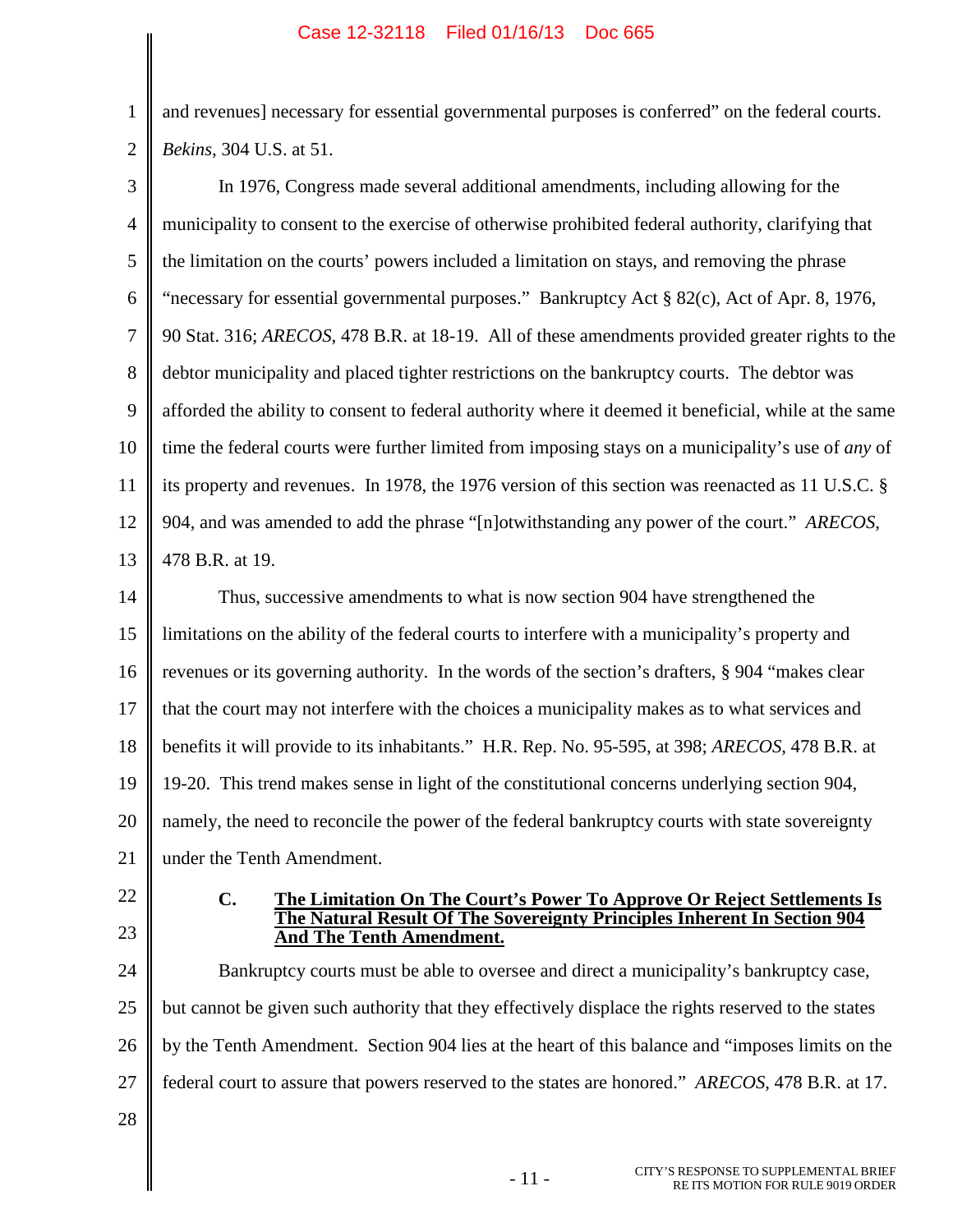and revenues] necessary for essential governmental purposes is conferred" on the federal courts. *Bekins*, 304 U.S. at 51.

In 1976, Congress made several additional amendments, including allowing for the municipality to consent to the exercise of otherwise prohibited federal authority, clarifying that the limitation on the courts' powers included a limitation on stays, and removing the phrase "necessary for essential governmental purposes." Bankruptcy Act § 82(c), Act of Apr. 8, 1976, 90 Stat. 316; *ARECOS*, 478 B.R. at 18-19. All of these amendments provided greater rights to the debtor municipality and placed tighter restrictions on the bankruptcy courts. The debtor was afforded the ability to consent to federal authority where it deemed it beneficial, while at the same time the federal courts were further limited from imposing stays on a municipality's use of *any* of its property and revenues. In 1978, the 1976 version of this section was reenacted as 11 U.S.C. § 904, and was amended to add the phrase "[n]otwithstanding any power of the court." *ARECOS*, 478 B.R. at 19.

Thus, successive amendments to what is now section 904 have strengthened the limitations on the ability of the federal courts to interfere with a municipality's property and revenues or its governing authority. In the words of the section's drafters, § 904 "makes clear that the court may not interfere with the choices a municipality makes as to what services and benefits it will provide to its inhabitants." H.R. Rep. No. 95-595, at 398; *ARECOS*, 478 B.R. at 19-20. This trend makes sense in light of the constitutional concerns underlying section 904, namely, the need to reconcile the power of the federal bankruptcy courts with state sovereignty under the Tenth Amendment.

### C. The Limitation On The Court's Power To Approve Or Reject Settlements Is The Natural Result Of The Sovereignty Principles Inherent In Section 904 And The Tenth Amendment.

Bankruptcy courts must be able to oversee and direct a municipality's bankruptcy case, but cannot be given such authority that they effectively displace the rights reserved to the states by the Tenth Amendment. Section 904 lies at the heart of this balance and "imposes limits on the federal court to assure that powers reserved to the states are honored." *ARECOS*, 478 B.R. at 17.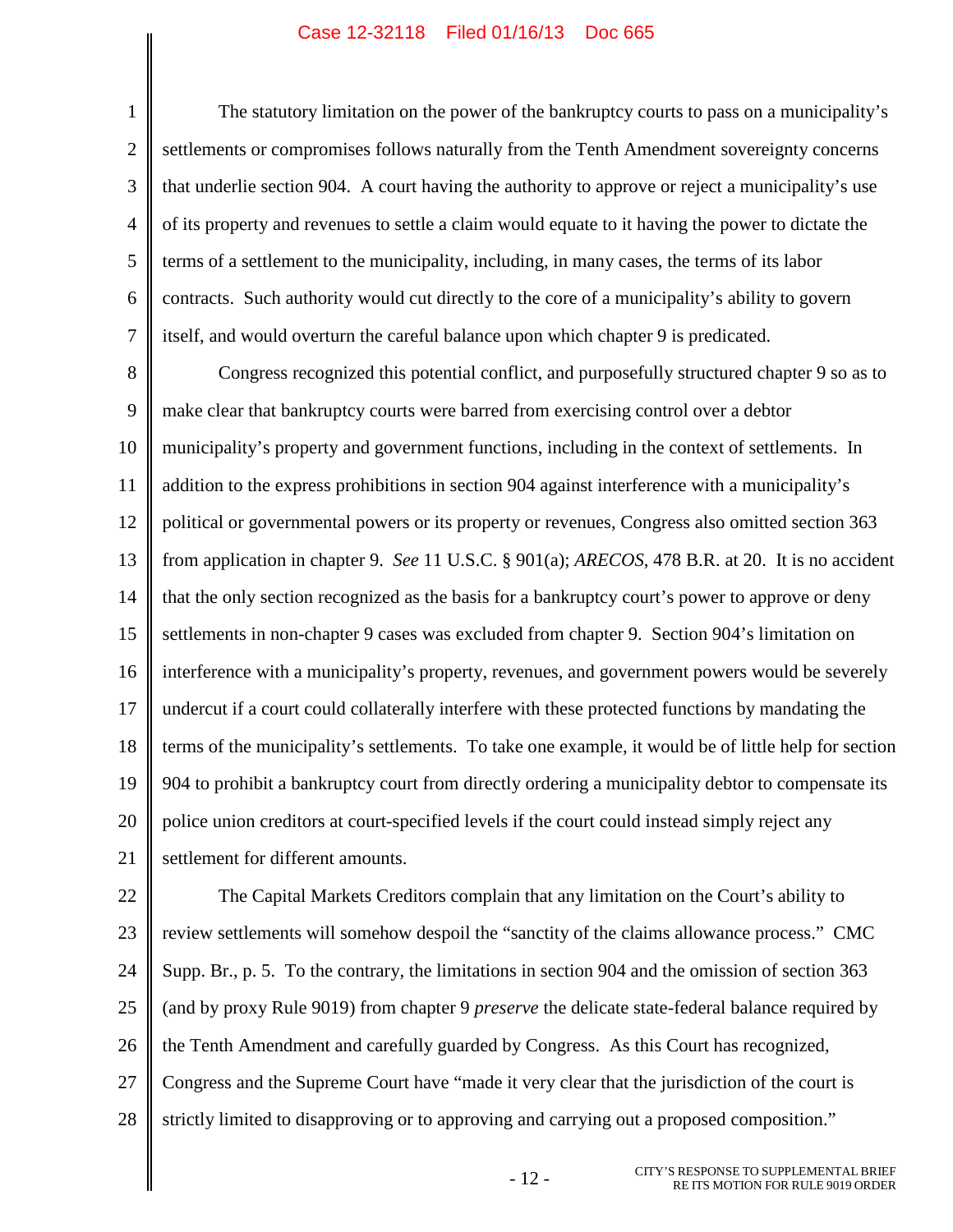The statutory limitation on the power of the bankruptcy courts to pass on a municipality's settlements or compromises follows naturally from the Tenth Amendment sovereignty concerns that underlie section 904. A court having the authority to approve or reject a municipality's use of its property and revenues to settle a claim would equate to it having the power to dictate the terms of a settlement to the municipality, including, in many cases, the terms of its labor contracts. Such authority would cut directly to the core of a municipality's ability to govern itself, and would overturn the careful balance upon which chapter 9 is predicated.

Congress recognized this potential conflict, and purposefully structured chapter 9 so as to make clear that bankruptcy courts were barred from exercising control over a debtor municipality's property and government functions, including in the context of settlements. In addition to the express prohibitions in section 904 against interference with a municipality's political or governmental powers or its property or revenues, Congress also omitted section 363 from application in chapter 9. *See* 11 U.S.C. § 901(a); *ARECOS*, 478 B.R. at 20. It is no accident that the only section recognized as the basis for a bankruptcy court's power to approve or deny settlements in non-chapter 9 cases was excluded from chapter 9. Section 904's limitation on interference with a municipality's property, revenues, and government powers would be severely undercut if a court could collaterally interfere with these protected functions by mandating the terms of the municipality's settlements. To take one example, it would be of little help for section 904 to prohibit a bankruptcy court from directly ordering a municipality debtor to compensate its police union creditors at court-specified levels if the court could instead simply reject any settlement for different amounts.

The Capital Markets Creditors complain that any limitation on the Court's ability to review settlements will somehow despoil the "sanctity of the claims allowance process." CMC Supp. Br., p. 5. To the contrary, the limitations in section 904 and the omission of section 363 (and by proxy Rule 9019) from chapter 9 *preserve* the delicate state-federal balance required by the Tenth Amendment and carefully guarded by Congress. As this Court has recognized, Congress and the Supreme Court have "made it very clear that the jurisdiction of the court is strictly limited to disapproving or to approving and carrying out a proposed composition."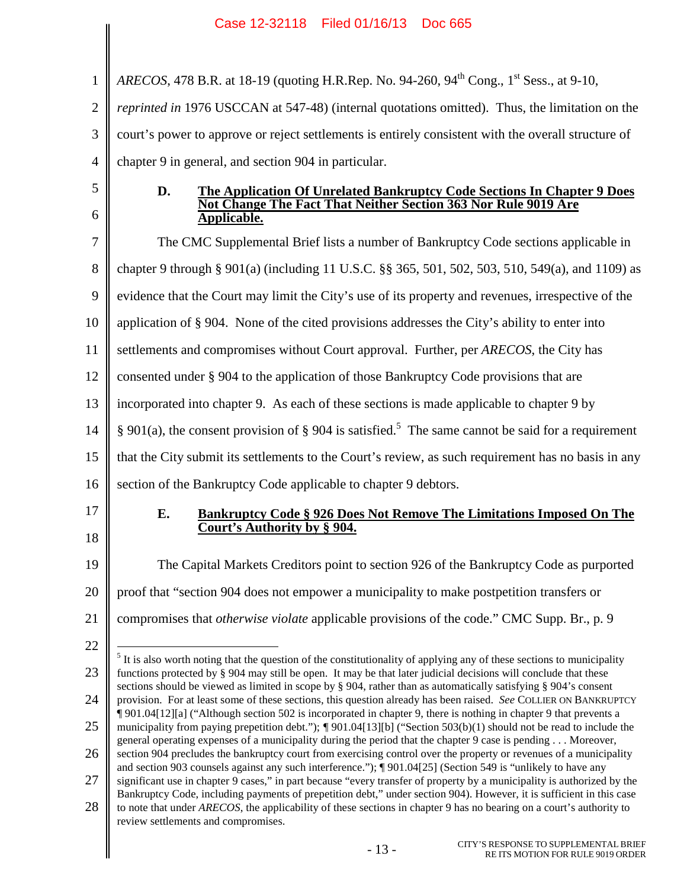*ARECOS*, 478 B.R. at 18-19 (quoting H.R.Rep. No. 94-260, 94th Cong., 1st Sess., at 9-10, *reprinted in* 1976 USCCAN at 547-48) (internal quotations omitted). Thus, the limitation on the court's power to approve or reject settlements is entirely consistent with the overall structure of chapter 9 in general, and section 904 in particular.

### D. The Application Of Unrelated Bankruptcy Code Sections In Chapter 9 Does Not Change The Fact That Neither Section 363 Nor Rule 9019 Are Applicable.

The CMC Supplemental Brief lists a number of Bankruptcy Code sections applicable in chapter 9 through § 901(a) (including 11 U.S.C. §§ 365, 501, 502, 503, 510, 549(a), and 1109) as evidence that the Court may limit the City's use of its property and revenues, irrespective of the application of § 904. None of the cited provisions addresses the City's ability to enter into settlements and compromises without Court approval. Further, per *ARECOS*, the City has consented under § 904 to the application of those Bankruptcy Code provisions that are incorporated into chapter 9. As each of these sections is made applicable to chapter 9 by § 901(a), the consent provision of § 904 is satisfied.[5] The same cannot be said for a requirement that the City submit its settlements to the Court's review, as such requirement has no basis in any section of the Bankruptcy Code applicable to chapter 9 debtors.

### E. Bankruptcy Code § 926 Does Not Remove The Limitations Imposed On The Court's Authority by § 904.

The Capital Markets Creditors point to section 926 of the Bankruptcy Code as purported proof that "section 904 does not empower a municipality to make postpetition transfers or compromises that *otherwise violate* applicable provisions of the code." CMC Supp. Br., p. 9

---

[5] It is also worth noting that the question of the constitutionality of applying any of these sections to municipality functions protected by § 904 may still be open. It may be that later judicial decisions will conclude that these sections should be viewed as limited in scope by § 904, rather than as automatically satisfying § 904's consent provision. For at least some of these sections, this question already has been raised. *See* COLLIER ON BANKRUPTCY ¶ 901.04[12][a] ("Although section 502 is incorporated in chapter 9, there is nothing in chapter 9 that prevents a municipality from paying prepetition debt."); ¶ 901.04[13][b] ("Section 503(b)(1) should not be read to include the general operating expenses of a municipality during the period that the chapter 9 case is pending . . . Moreover, section 904 precludes the bankruptcy court from exercising control over the property or revenues of a municipality and section 903 counsels against any such interference."); ¶ 901.04[25] (Section 549 is "unlikely to have any significant use in chapter 9 cases," in part because "every transfer of property by a municipality is authorized by the Bankruptcy Code, including payments of prepetition debt," under section 904). However, it is sufficient in this case to note that under *ARECOS*, the applicability of these sections in chapter 9 has no bearing on a court's authority to review settlements and compromises.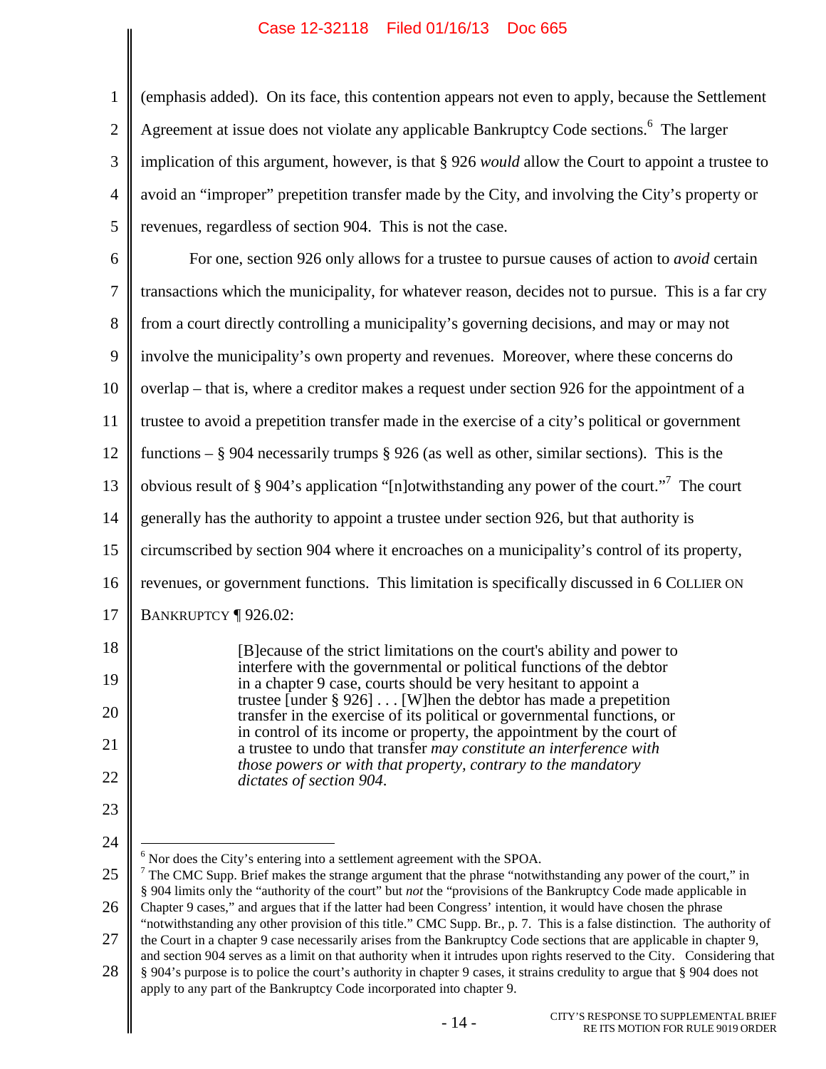(emphasis added). On its face, this contention appears not even to apply, because the Settlement Agreement at issue does not violate any applicable Bankruptcy Code sections.[6] The larger implication of this argument, however, is that § 926 *would* allow the Court to appoint a trustee to avoid an "improper" prepetition transfer made by the City, and involving the City's property or revenues, regardless of section 904. This is not the case.

For one, section 926 only allows for a trustee to pursue causes of action to *avoid* certain transactions which the municipality, for whatever reason, decides not to pursue. This is a far cry from a court directly controlling a municipality's governing decisions, and may or may not involve the municipality's own property and revenues. Moreover, where these concerns do overlap – that is, where a creditor makes a request under section 926 for the appointment of a trustee to avoid a prepetition transfer made in the exercise of a city's political or government functions – § 904 necessarily trumps § 926 (as well as other, similar sections). This is the obvious result of § 904's application "[n]otwithstanding any power of the court."[7] The court generally has the authority to appoint a trustee under section 926, but that authority is circumscribed by section 904 where it encroaches on a municipality's control of its property, revenues, or government functions. This limitation is specifically discussed in 6 COLLIER ON BANKRUPTCY ¶ 926.02:

> [B]ecause of the strict limitations on the court's ability and power to interfere with the governmental or political functions of the debtor in a chapter 9 case, courts should be very hesitant to appoint a trustee [under § 926] . . . [W]hen the debtor has made a prepetition transfer in the exercise of its political or governmental functions, or in control of its income or property, the appointment by the court of a trustee to undo that transfer *may constitute an interference with those powers or with that property, contrary to the mandatory dictates of section 904*.

---

[6] Nor does the City's entering into a settlement agreement with the SPOA.

[7] The CMC Supp. Brief makes the strange argument that the phrase "notwithstanding any power of the court," in § 904 limits only the "authority of the court" but *not* the "provisions of the Bankruptcy Code made applicable in Chapter 9 cases," and argues that if the latter had been Congress' intention, it would have chosen the phrase "notwithstanding any other provision of this title." CMC Supp. Br., p. 7. This is a false distinction. The authority of the Court in a chapter 9 case necessarily arises from the Bankruptcy Code sections that are applicable in chapter 9, and section 904 serves as a limit on that authority when it intrudes upon rights reserved to the City. Considering that § 904's purpose is to police the court's authority in chapter 9 cases, it strains credulity to argue that § 904 does not apply to any part of the Bankruptcy Code incorporated into chapter 9.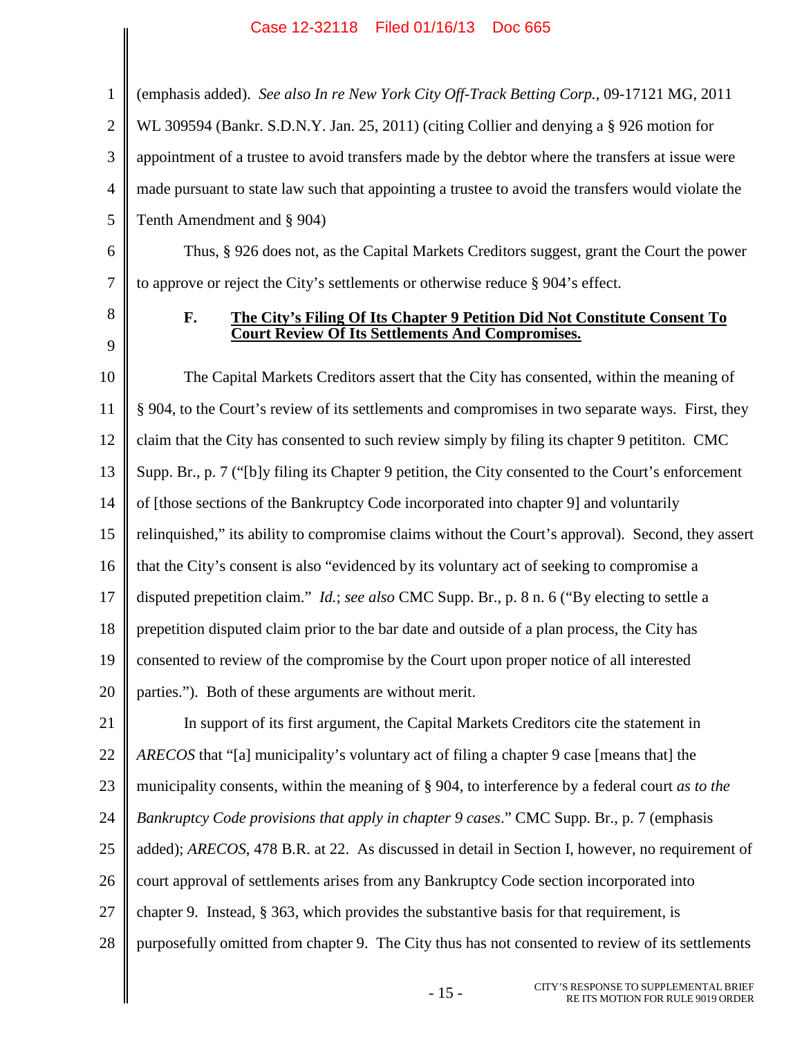(emphasis added). *See also In re New York City Off-Track Betting Corp.*, 09-17121 MG, 2011 WL 309594 (Bankr. S.D.N.Y. Jan. 25, 2011) (citing Collier and denying a § 926 motion for appointment of a trustee to avoid transfers made by the debtor where the transfers at issue were made pursuant to state law such that appointing a trustee to avoid the transfers would violate the Tenth Amendment and § 904)

Thus, § 926 does not, as the Capital Markets Creditors suggest, grant the Court the power to approve or reject the City's settlements or otherwise reduce § 904's effect.

### F. **The City's Filing Of Its Chapter 9 Petition Did Not Constitute Consent To Court Review Of Its Settlements And Compromises.**

The Capital Markets Creditors assert that the City has consented, within the meaning of § 904, to the Court's review of its settlements and compromises in two separate ways. First, they claim that the City has consented to such review simply by filing its chapter 9 petititon. CMC Supp. Br., p. 7 ("[b]y filing its Chapter 9 petition, the City consented to the Court's enforcement of [those sections of the Bankruptcy Code incorporated into chapter 9] and voluntarily relinquished," its ability to compromise claims without the Court's approval). Second, they assert that the City's consent is also "evidenced by its voluntary act of seeking to compromise a disputed prepetition claim." *Id.*; *see also* CMC Supp. Br., p. 8 n. 6 ("By electing to settle a prepetition disputed claim prior to the bar date and outside of a plan process, the City has consented to review of the compromise by the Court upon proper notice of all interested parties."). Both of these arguments are without merit.

In support of its first argument, the Capital Markets Creditors cite the statement in *ARECOS* that "[a] municipality's voluntary act of filing a chapter 9 case [means that] the municipality consents, within the meaning of § 904, to interference by a federal court *as to the Bankruptcy Code provisions that apply in chapter 9 cases*." CMC Supp. Br., p. 7 (emphasis added); *ARECOS*, 478 B.R. at 22. As discussed in detail in Section I, however, no requirement of court approval of settlements arises from any Bankruptcy Code section incorporated into chapter 9. Instead, § 363, which provides the substantive basis for that requirement, is purposefully omitted from chapter 9. The City thus has not consented to review of its settlements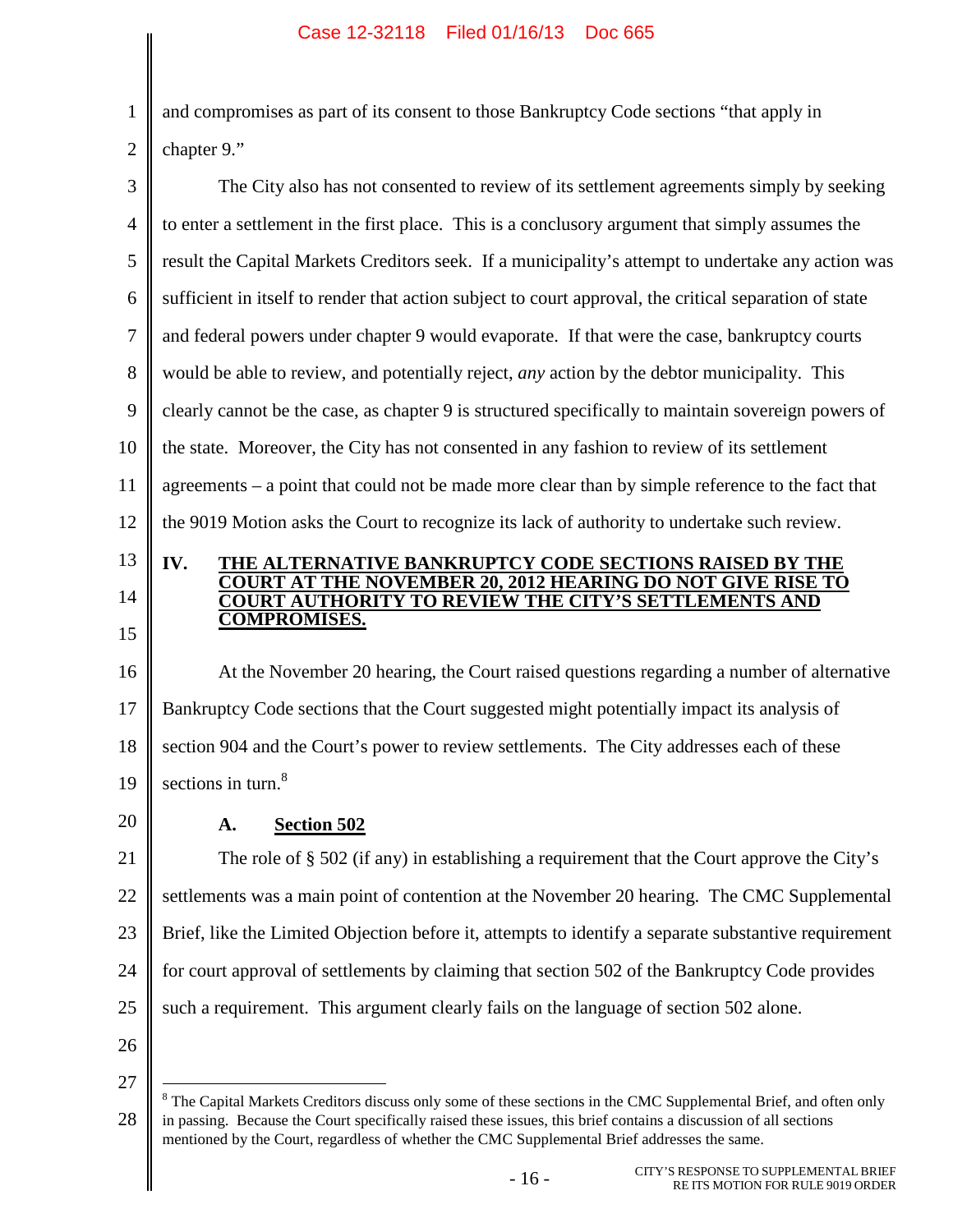and compromises as part of its consent to those Bankruptcy Code sections "that apply in chapter 9."

The City also has not consented to review of its settlement agreements simply by seeking to enter a settlement in the first place. This is a conclusory argument that simply assumes the result the Capital Markets Creditors seek. If a municipality's attempt to undertake any action was sufficient in itself to render that action subject to court approval, the critical separation of state and federal powers under chapter 9 would evaporate. If that were the case, bankruptcy courts would be able to review, and potentially reject, *any* action by the debtor municipality. This clearly cannot be the case, as chapter 9 is structured specifically to maintain sovereign powers of the state. Moreover, the City has not consented in any fashion to review of its settlement agreements – a point that could not be made more clear than by simple reference to the fact that the 9019 Motion asks the Court to recognize its lack of authority to undertake such review.

## IV. THE ALTERNATIVE BANKRUPTCY CODE SECTIONS RAISED BY THE COURT AT THE NOVEMBER 20, 2012 HEARING DO NOT GIVE RISE TO COURT AUTHORITY TO REVIEW THE CITY'S SETTLEMENTS AND COMPROMISES.

At the November 20 hearing, the Court raised questions regarding a number of alternative Bankruptcy Code sections that the Court suggested might potentially impact its analysis of section 904 and the Court's power to review settlements. The City addresses each of these sections in turn.[8]

### A. Section 502

The role of § 502 (if any) in establishing a requirement that the Court approve the City's settlements was a main point of contention at the November 20 hearing. The CMC Supplemental Brief, like the Limited Objection before it, attempts to identify a separate substantive requirement for court approval of settlements by claiming that section 502 of the Bankruptcy Code provides such a requirement. This argument clearly fails on the language of section 502 alone.

[8] The Capital Markets Creditors discuss only some of these sections in the CMC Supplemental Brief, and often only in passing. Because the Court specifically raised these issues, this brief contains a discussion of all sections mentioned by the Court, regardless of whether the CMC Supplemental Brief addresses the same.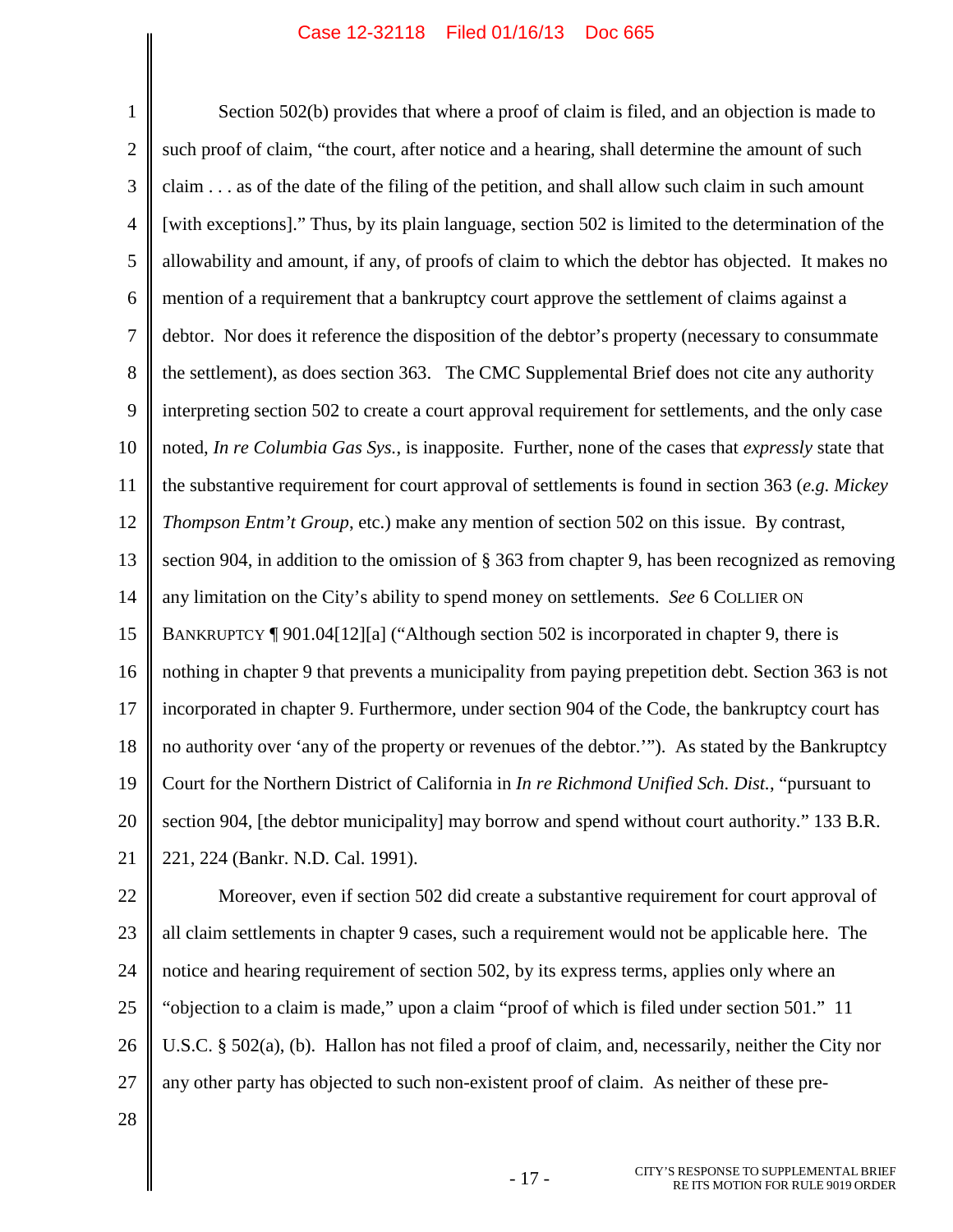Section 502(b) provides that where a proof of claim is filed, and an objection is made to such proof of claim, "the court, after notice and a hearing, shall determine the amount of such claim . . . as of the date of the filing of the petition, and shall allow such claim in such amount [with exceptions]." Thus, by its plain language, section 502 is limited to the determination of the allowability and amount, if any, of proofs of claim to which the debtor has objected. It makes no mention of a requirement that a bankruptcy court approve the settlement of claims against a debtor. Nor does it reference the disposition of the debtor's property (necessary to consummate the settlement), as does section 363. The CMC Supplemental Brief does not cite any authority interpreting section 502 to create a court approval requirement for settlements, and the only case noted, *In re Columbia Gas Sys.*, is inapposite. Further, none of the cases that *expressly* state that the substantive requirement for court approval of settlements is found in section 363 (*e.g. Mickey Thompson Entm't Group*, etc.) make any mention of section 502 on this issue. By contrast, section 904, in addition to the omission of § 363 from chapter 9, has been recognized as removing any limitation on the City's ability to spend money on settlements. *See* 6 COLLIER ON BANKRUPTCY ¶ 901.04[12][a] ("Although section 502 is incorporated in chapter 9, there is nothing in chapter 9 that prevents a municipality from paying prepetition debt. Section 363 is not incorporated in chapter 9. Furthermore, under section 904 of the Code, the bankruptcy court has no authority over 'any of the property or revenues of the debtor.'"). As stated by the Bankruptcy Court for the Northern District of California in *In re Richmond Unified Sch. Dist.*, "pursuant to section 904, [the debtor municipality] may borrow and spend without court authority." 133 B.R. 221, 224 (Bankr. N.D. Cal. 1991).

Moreover, even if section 502 did create a substantive requirement for court approval of all claim settlements in chapter 9 cases, such a requirement would not be applicable here. The notice and hearing requirement of section 502, by its express terms, applies only where an "objection to a claim is made," upon a claim "proof of which is filed under section 501." 11 U.S.C. § 502(a), (b). Hallon has not filed a proof of claim, and, necessarily, neither the City nor any other party has objected to such non-existent proof of claim. As neither of these pre-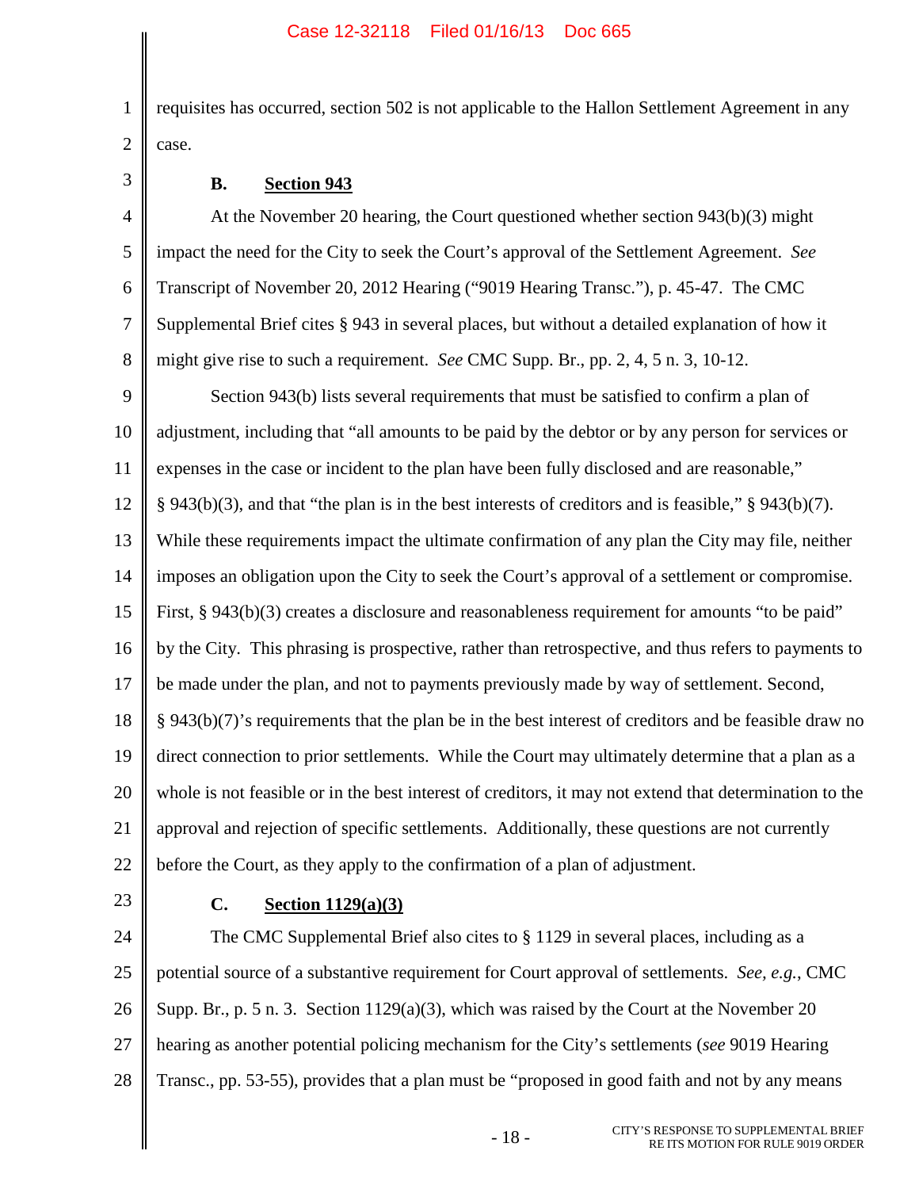requisites has occurred, section 502 is not applicable to the Hallon Settlement Agreement in any case.

### B. Section 943

At the November 20 hearing, the Court questioned whether section 943(b)(3) might impact the need for the City to seek the Court's approval of the Settlement Agreement. *See* Transcript of November 20, 2012 Hearing ("9019 Hearing Transc."), p. 45-47. The CMC Supplemental Brief cites § 943 in several places, but without a detailed explanation of how it might give rise to such a requirement. *See* CMC Supp. Br., pp. 2, 4, 5 n. 3, 10-12.

Section 943(b) lists several requirements that must be satisfied to confirm a plan of adjustment, including that "all amounts to be paid by the debtor or by any person for services or expenses in the case or incident to the plan have been fully disclosed and are reasonable," § 943(b)(3), and that "the plan is in the best interests of creditors and is feasible," § 943(b)(7). While these requirements impact the ultimate confirmation of any plan the City may file, neither imposes an obligation upon the City to seek the Court's approval of a settlement or compromise. First, § 943(b)(3) creates a disclosure and reasonableness requirement for amounts "to be paid" by the City. This phrasing is prospective, rather than retrospective, and thus refers to payments to be made under the plan, and not to payments previously made by way of settlement. Second, § 943(b)(7)'s requirements that the plan be in the best interest of creditors and be feasible draw no direct connection to prior settlements. While the Court may ultimately determine that a plan as a whole is not feasible or in the best interest of creditors, it may not extend that determination to the approval and rejection of specific settlements. Additionally, these questions are not currently before the Court, as they apply to the confirmation of a plan of adjustment.

### C. Section 1129(a)(3)

The CMC Supplemental Brief also cites to § 1129 in several places, including as a potential source of a substantive requirement for Court approval of settlements. *See, e.g.*, CMC Supp. Br., p. 5 n. 3. Section 1129(a)(3), which was raised by the Court at the November 20 hearing as another potential policing mechanism for the City's settlements (*see* 9019 Hearing Transc., pp. 53-55), provides that a plan must be "proposed in good faith and not by any means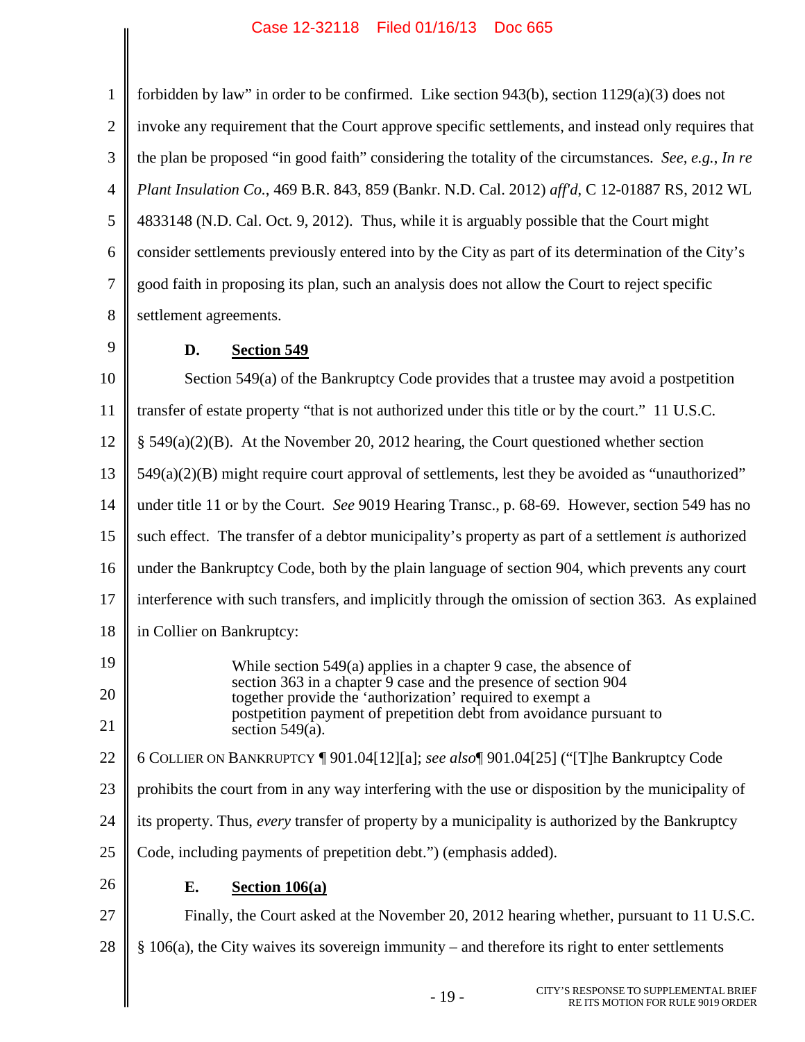forbidden by law" in order to be confirmed. Like section 943(b), section 1129(a)(3) does not invoke any requirement that the Court approve specific settlements, and instead only requires that the plan be proposed "in good faith" considering the totality of the circumstances. *See, e.g.*, *In re Plant Insulation Co.*, 469 B.R. 843, 859 (Bankr. N.D. Cal. 2012) *aff'd*, C 12-01887 RS, 2012 WL 4833148 (N.D. Cal. Oct. 9, 2012). Thus, while it is arguably possible that the Court might consider settlements previously entered into by the City as part of its determination of the City's good faith in proposing its plan, such an analysis does not allow the Court to reject specific settlement agreements.

### D. Section 549

Section 549(a) of the Bankruptcy Code provides that a trustee may avoid a postpetition transfer of estate property "that is not authorized under this title or by the court." 11 U.S.C. § 549(a)(2)(B). At the November 20, 2012 hearing, the Court questioned whether section 549(a)(2)(B) might require court approval of settlements, lest they be avoided as "unauthorized" under title 11 or by the Court. *See* 9019 Hearing Transc., p. 68-69. However, section 549 has no such effect. The transfer of a debtor municipality's property as part of a settlement *is* authorized under the Bankruptcy Code, both by the plain language of section 904, which prevents any court interference with such transfers, and implicitly through the omission of section 363. As explained in Collier on Bankruptcy:

> While section 549(a) applies in a chapter 9 case, the absence of section 363 in a chapter 9 case and the presence of section 904 together provide the 'authorization' required to exempt a postpetition payment of prepetition debt from avoidance pursuant to section 549(a).

6 COLLIER ON BANKRUPTCY ¶ 901.04[12][a]; *see also*¶ 901.04[25] ("[T]he Bankruptcy Code prohibits the court from in any way interfering with the use or disposition by the municipality of its property. Thus, *every* transfer of property by a municipality is authorized by the Bankruptcy Code, including payments of prepetition debt.") (emphasis added).

### E. Section 106(a)

Finally, the Court asked at the November 20, 2012 hearing whether, pursuant to 11 U.S.C. § 106(a), the City waives its sovereign immunity – and therefore its right to enter settlements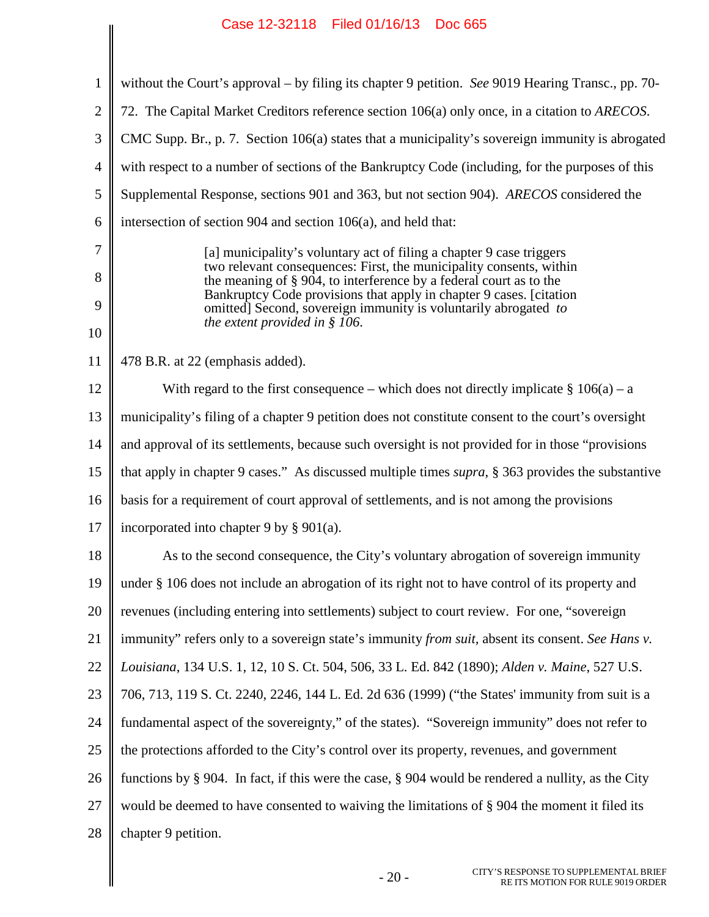without the Court's approval – by filing its chapter 9 petition. *See* 9019 Hearing Transc., pp. 70-72. The Capital Market Creditors reference section 106(a) only once, in a citation to *ARECOS*. CMC Supp. Br., p. 7. Section 106(a) states that a municipality's sovereign immunity is abrogated with respect to a number of sections of the Bankruptcy Code (including, for the purposes of this Supplemental Response, sections 901 and 363, but not section 904). *ARECOS* considered the intersection of section 904 and section 106(a), and held that:

> [a] municipality's voluntary act of filing a chapter 9 case triggers two relevant consequences: First, the municipality consents, within the meaning of § 904, to interference by a federal court as to the Bankruptcy Code provisions that apply in chapter 9 cases. [citation omitted] Second, sovereign immunity is voluntarily abrogated *to the extent provided in § 106*.

478 B.R. at 22 (emphasis added).

With regard to the first consequence – which does not directly implicate § 106(a) – a municipality's filing of a chapter 9 petition does not constitute consent to the court's oversight and approval of its settlements, because such oversight is not provided for in those "provisions that apply in chapter 9 cases." As discussed multiple times *supra*, § 363 provides the substantive basis for a requirement of court approval of settlements, and is not among the provisions incorporated into chapter 9 by § 901(a).

As to the second consequence, the City's voluntary abrogation of sovereign immunity under § 106 does not include an abrogation of its right not to have control of its property and revenues (including entering into settlements) subject to court review. For one, "sovereign immunity" refers only to a sovereign state's immunity *from suit*, absent its consent. *See Hans v. Louisiana*, 134 U.S. 1, 12, 10 S. Ct. 504, 506, 33 L. Ed. 842 (1890); *Alden v. Maine*, 527 U.S. 706, 713, 119 S. Ct. 2240, 2246, 144 L. Ed. 2d 636 (1999) ("the States' immunity from suit is a fundamental aspect of the sovereignty," of the states). "Sovereign immunity" does not refer to the protections afforded to the City's control over its property, revenues, and government functions by § 904. In fact, if this were the case, § 904 would be rendered a nullity, as the City would be deemed to have consented to waiving the limitations of § 904 the moment it filed its chapter 9 petition.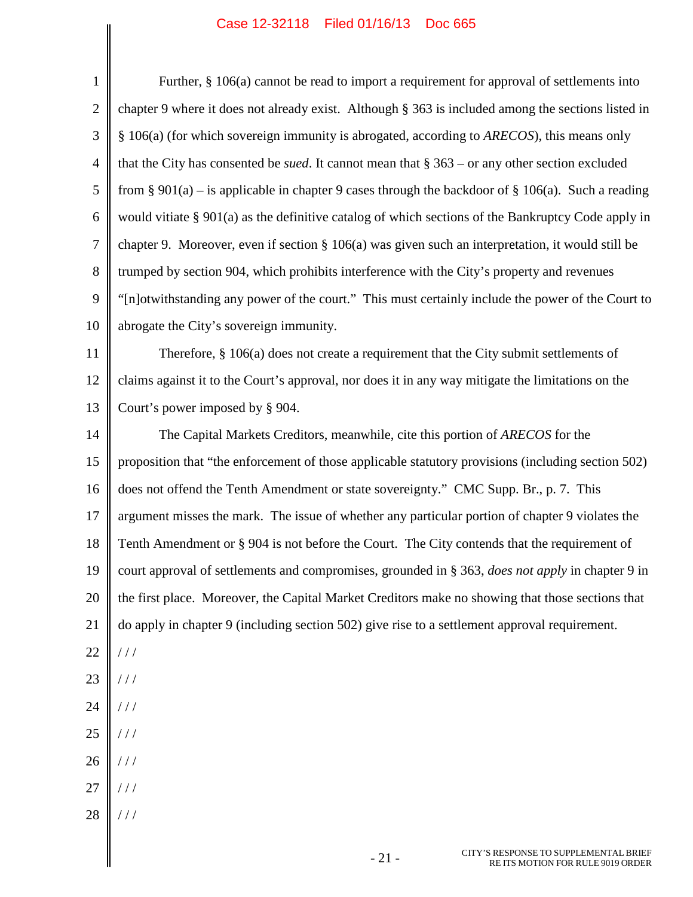Further, § 106(a) cannot be read to import a requirement for approval of settlements into chapter 9 where it does not already exist. Although § 363 is included among the sections listed in § 106(a) (for which sovereign immunity is abrogated, according to *ARECOS*), this means only that the City has consented be *sued*. It cannot mean that § 363 – or any other section excluded from § 901(a) – is applicable in chapter 9 cases through the backdoor of § 106(a). Such a reading would vitiate § 901(a) as the definitive catalog of which sections of the Bankruptcy Code apply in chapter 9. Moreover, even if section § 106(a) was given such an interpretation, it would still be trumped by section 904, which prohibits interference with the City's property and revenues "[n]otwithstanding any power of the court." This must certainly include the power of the Court to abrogate the City's sovereign immunity.

Therefore, § 106(a) does not create a requirement that the City submit settlements of claims against it to the Court's approval, nor does it in any way mitigate the limitations on the Court's power imposed by § 904.

The Capital Markets Creditors, meanwhile, cite this portion of *ARECOS* for the proposition that "the enforcement of those applicable statutory provisions (including section 502) does not offend the Tenth Amendment or state sovereignty." CMC Supp. Br., p. 7. This argument misses the mark. The issue of whether any particular portion of chapter 9 violates the Tenth Amendment or § 904 is not before the Court. The City contends that the requirement of court approval of settlements and compromises, grounded in § 363, *does not apply* in chapter 9 in the first place. Moreover, the Capital Market Creditors make no showing that those sections that do apply in chapter 9 (including section 502) give rise to a settlement approval requirement.

/ / /

/ / /

/ / /

/ / /

/ / /

/ / /

/ / /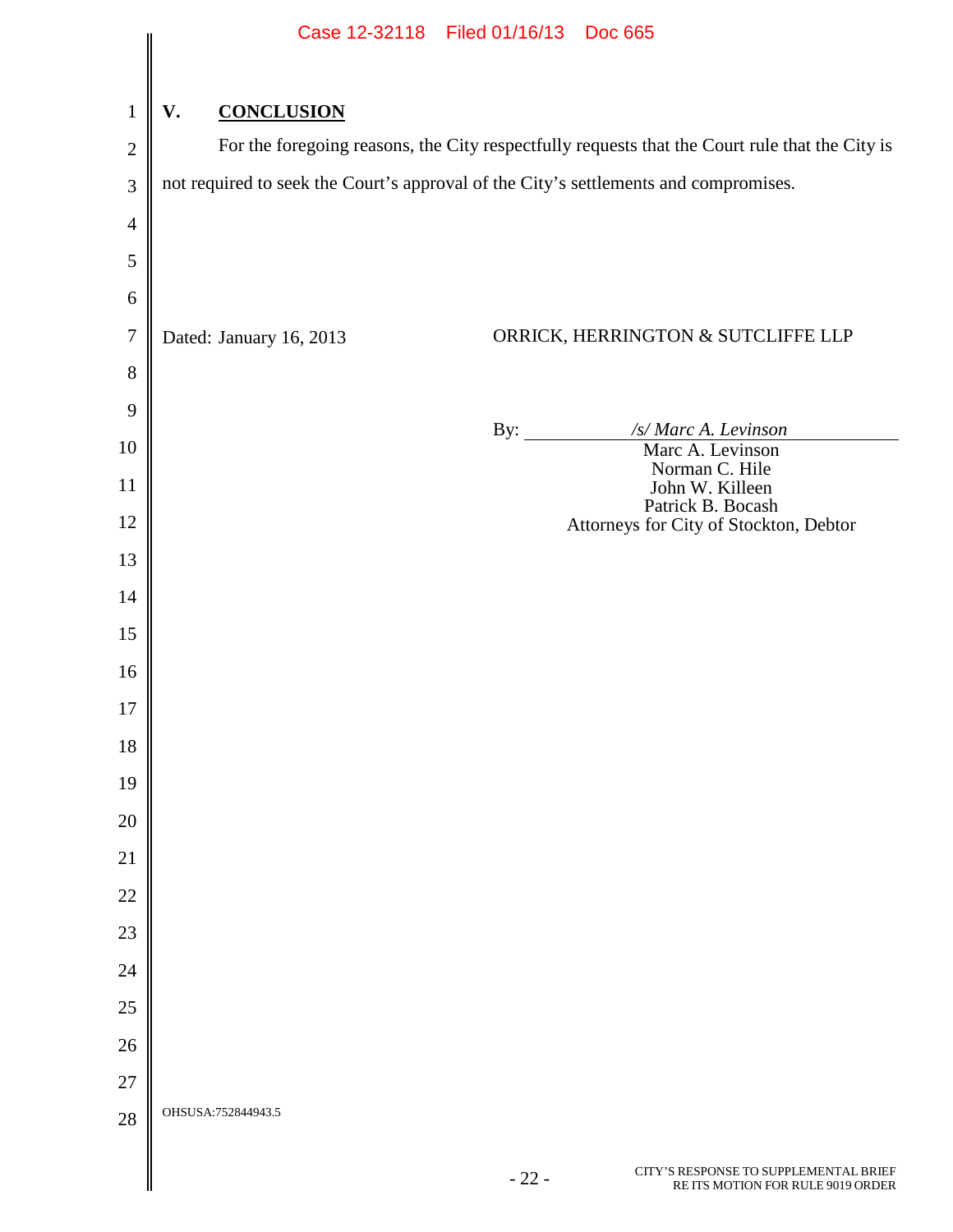## V. CONCLUSION

For the foregoing reasons, the City respectfully requests that the Court rule that the City is not required to seek the Court's approval of the City's settlements and compromises.

Dated: January 16, 2013

ORRICK, HERRINGTON & SUTCLIFFE LLP

By: */s/ Marc A. Levinson*
Marc A. Levinson
Norman C. Hile
John W. Killeen
Patrick B. Bocash
Attorneys for City of Stockton, Debtor

OHSUSA:752844943.5